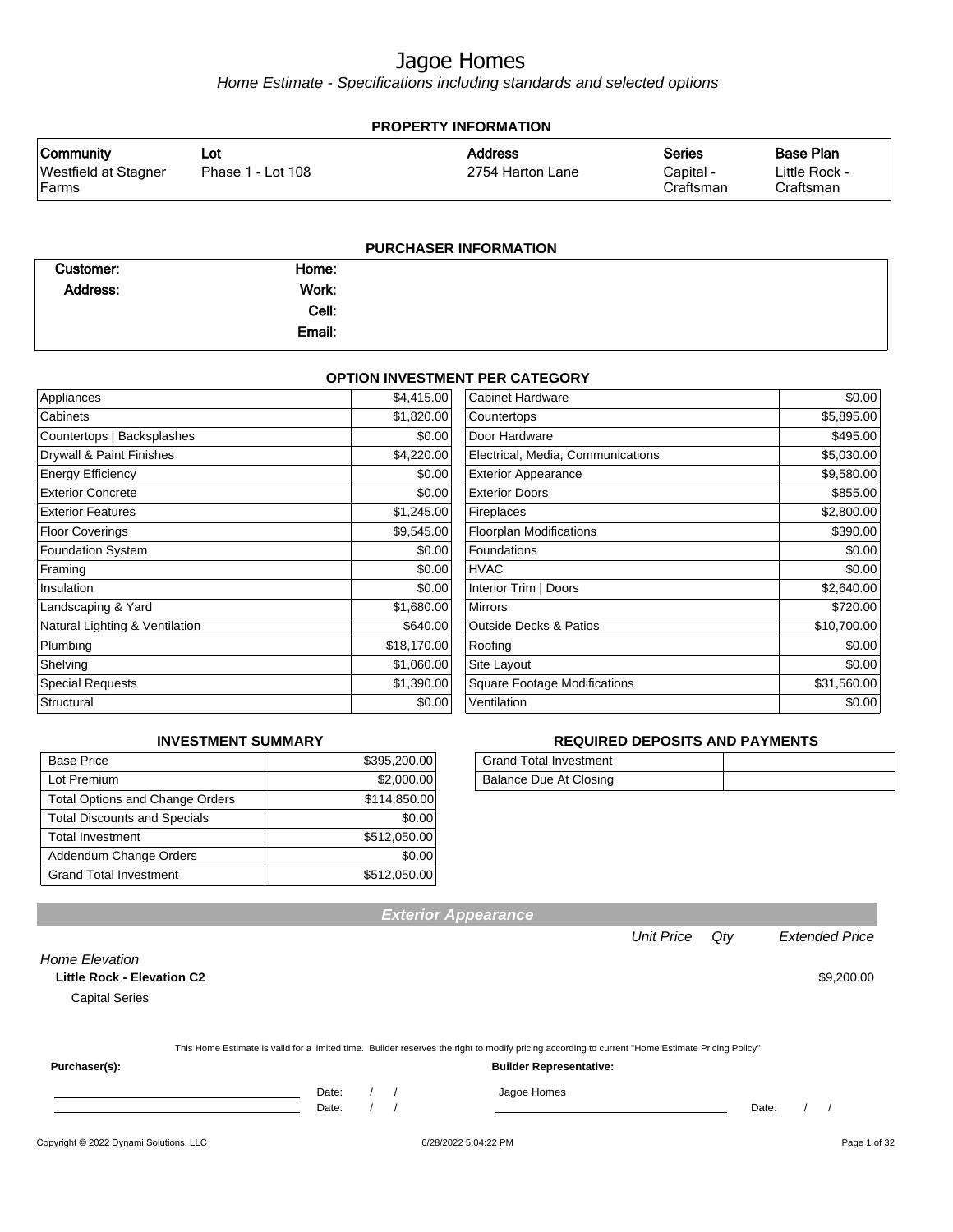# Jagoe Homes

*Home Estimate - Specifications including standards and selected options*

## PROPERTY INFORMATION

| Community | Lot | Address | Series | Base Plan |
|---|---|---|---|---|
| Westfield at Stagner Farms | Phase 1 - Lot 108 | 2754 Harton Lane | Capital - Craftsman | Little Rock - Craftsman |

## PURCHASER INFORMATION

| | | | |
|---|---|---|---|
| Customer: | | Home: | |
| Address: | | Work: | |
| | | Cell: | |
| | | Email: | |

## OPTION INVESTMENT PER CATEGORY

| Category | Amount | Category | Amount |
|---|---|---|---|
| Appliances | $4,415.00 | Cabinet Hardware | $0.00 |
| Cabinets | $1,820.00 | Countertops | $5,895.00 |
| Countertops \| Backsplashes | $0.00 | Door Hardware | $495.00 |
| Drywall & Paint Finishes | $4,220.00 | Electrical, Media, Communications | $5,030.00 |
| Energy Efficiency | $0.00 | Exterior Appearance | $9,580.00 |
| Exterior Concrete | $0.00 | Exterior Doors | $855.00 |
| Exterior Features | $1,245.00 | Fireplaces | $2,800.00 |
| Floor Coverings | $9,545.00 | Floorplan Modifications | $390.00 |
| Foundation System | $0.00 | Foundations | $0.00 |
| Framing | $0.00 | HVAC | $0.00 |
| Insulation | $0.00 | Interior Trim \| Doors | $2,640.00 |
| Landscaping & Yard | $1,680.00 | Mirrors | $720.00 |
| Natural Lighting & Ventilation | $640.00 | Outside Decks & Patios | $10,700.00 |
| Plumbing | $18,170.00 | Roofing | $0.00 |
| Shelving | $1,060.00 | Site Layout | $0.00 |
| Special Requests | $1,390.00 | Square Footage Modifications | $31,560.00 |
| Structural | $0.00 | Ventilation | $0.00 |

## INVESTMENT SUMMARY

| | |
|---|---|
| Base Price | $395,200.00 |
| Lot Premium | $2,000.00 |
| Total Options and Change Orders | $114,850.00 |
| Total Discounts and Specials | $0.00 |
| Total Investment | $512,050.00 |
| Addendum Change Orders | $0.00 |
| Grand Total Investment | $512,050.00 |

## REQUIRED DEPOSITS AND PAYMENTS

| | |
|---|---|
| Grand Total Investment | |
| Balance Due At Closing | |

## Exterior Appearance

| | Unit Price | Qty | Extended Price |
|---|---|---|---|
| *Home Elevation* | | | |
| **Little Rock - Elevation C2** | | | $9,200.00 |
| Capital Series | | | |

This Home Estimate is valid for a limited time. Builder reserves the right to modify pricing according to current "Home Estimate Pricing Policy"

**Purchaser(s):** **Builder Representative:**

Date: / / Jagoe Homes

Date: / / Date: / /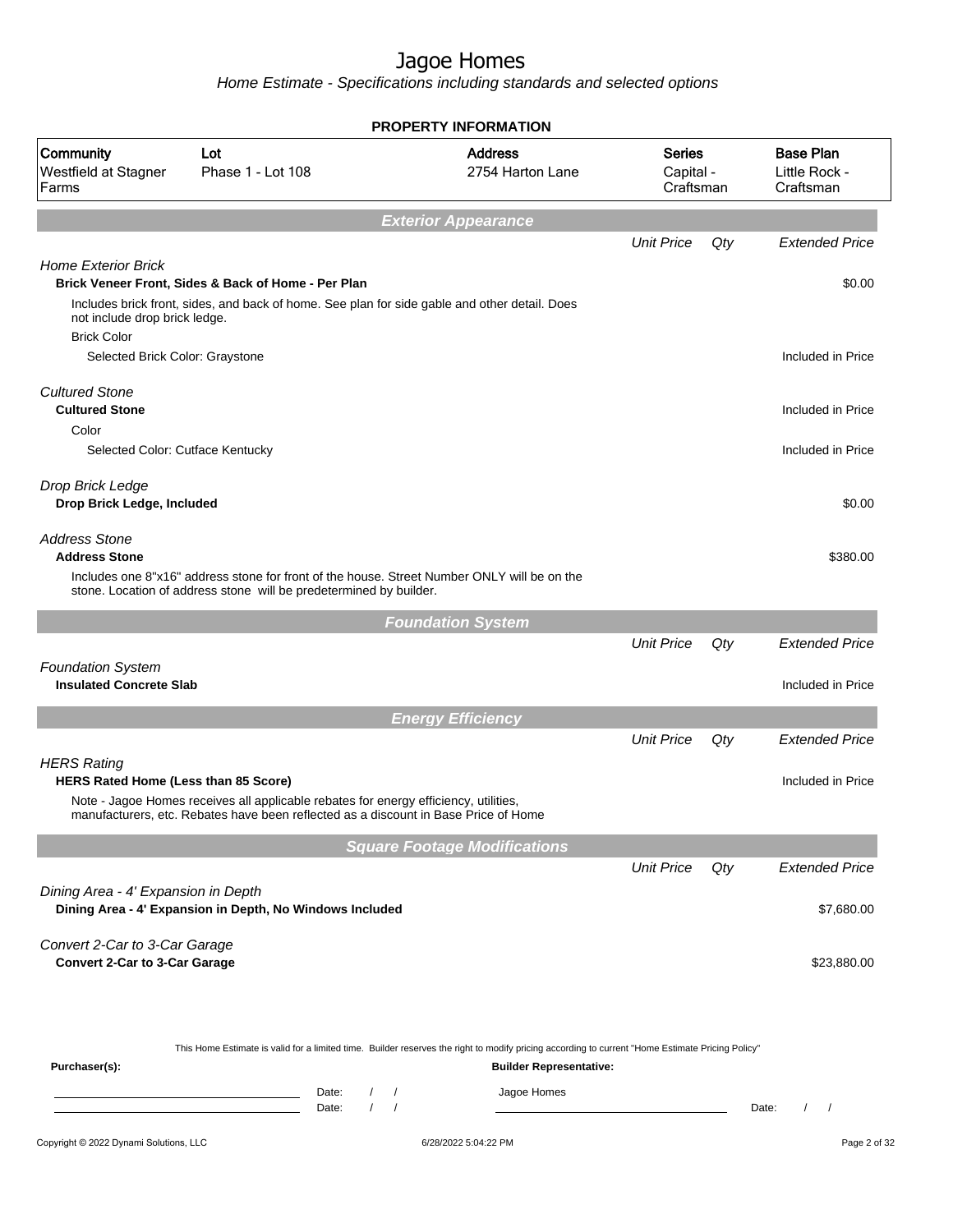# Jagoe Homes

*Home Estimate - Specifications including standards and selected options*

## PROPERTY INFORMATION

| Community | Lot | Address | Series | Base Plan |
|---|---|---|---|---|
| Westfield at Stagner Farms | Phase 1 - Lot 108 | 2754 Harton Lane | Capital - Craftsman | Little Rock - Craftsman |

## Exterior Appearance

| | Unit Price | Qty | Extended Price |
|---|---|---|---|
| *Home Exterior Brick* | | | |
| **Brick Veneer Front, Sides & Back of Home - Per Plan** | | | $0.00 |
| Includes brick front, sides, and back of home. See plan for side gable and other detail. Does not include drop brick ledge. | | | |
| Brick Color | | | |
| Selected Brick Color: Graystone | | | Included in Price |
| *Cultured Stone* | | | |
| **Cultured Stone** | | | Included in Price |
| Color | | | |
| Selected Color: Cutface Kentucky | | | Included in Price |
| *Drop Brick Ledge* | | | |
| **Drop Brick Ledge, Included** | | | $0.00 |
| *Address Stone* | | | |
| **Address Stone** | | | $380.00 |
| Includes one 8"x16" address stone for front of the house. Street Number ONLY will be on the stone. Location of address stone will be predetermined by builder. | | | |

## Foundation System

| | Unit Price | Qty | Extended Price |
|---|---|---|---|
| *Foundation System* | | | |
| **Insulated Concrete Slab** | | | Included in Price |

## Energy Efficiency

| | Unit Price | Qty | Extended Price |
|---|---|---|---|
| *HERS Rating* | | | |
| **HERS Rated Home (Less than 85 Score)** | | | Included in Price |
| Note - Jagoe Homes receives all applicable rebates for energy efficiency, utilities, manufacturers, etc. Rebates have been reflected as a discount in Base Price of Home | | | |

## Square Footage Modifications

| | Unit Price | Qty | Extended Price |
|---|---|---|---|
| *Dining Area - 4' Expansion in Depth* | | | |
| **Dining Area - 4' Expansion in Depth, No Windows Included** | | | $7,680.00 |
| *Convert 2-Car to 3-Car Garage* | | | |
| **Convert 2-Car to 3-Car Garage** | | | $23,880.00 |

This Home Estimate is valid for a limited time. Builder reserves the right to modify pricing according to current "Home Estimate Pricing Policy"

**Purchaser(s):** Date: / / Date: / /

**Builder Representative:** Jagoe Homes Date: / /

Copyright © 2022 Dynami Solutions, LLC 6/28/2022 5:04:22 PM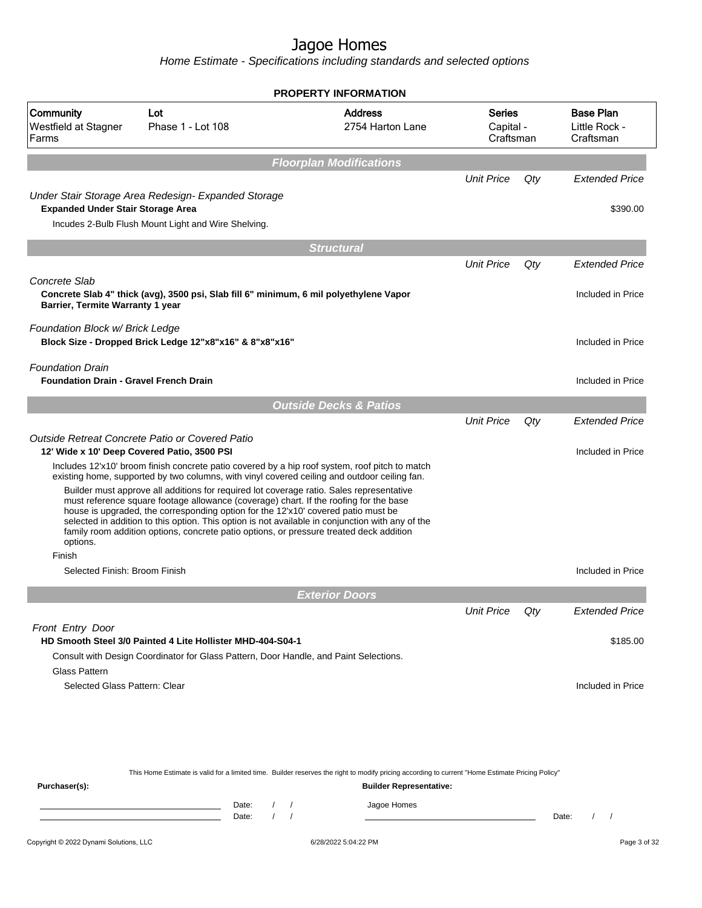# Jagoe Homes

*Home Estimate - Specifications including standards and selected options*

## PROPERTY INFORMATION

| Community | Lot | Address | Series | Base Plan |
|---|---|---|---|---|
| Westfield at Stagner Farms | Phase 1 - Lot 108 | 2754 Harton Lane | Capital - Craftsman | Little Rock - Craftsman |

## *Floorplan Modifications*

| | Unit Price | Qty | Extended Price |
|---|---|---|---|
| *Under Stair Storage Area Redesign- Expanded Storage* | | | |
| **Expanded Under Stair Storage Area** | | | $390.00 |
| Incudes 2-Bulb Flush Mount Light and Wire Shelving. | | | |

## *Structural*

| | Unit Price | Qty | Extended Price |
|---|---|---|---|
| *Concrete Slab* | | | |
| **Concrete Slab 4" thick (avg), 3500 psi, Slab fill 6" minimum, 6 mil polyethylene Vapor Barrier, Termite Warranty 1 year** | | | Included in Price |
| *Foundation Block w/ Brick Ledge* | | | |
| **Block Size - Dropped Brick Ledge 12"x8"x16" & 8"x8"x16"** | | | Included in Price |
| *Foundation Drain* | | | |
| **Foundation Drain - Gravel French Drain** | | | Included in Price |

## *Outside Decks & Patios*

| | Unit Price | Qty | Extended Price |
|---|---|---|---|
| *Outside Retreat Concrete Patio or Covered Patio* | | | |
| **12' Wide x 10' Deep Covered Patio, 3500 PSI** | | | Included in Price |
| Includes 12'x10' broom finish concrete patio covered by a hip roof system, roof pitch to match existing home, supported by two columns, with vinyl covered ceiling and outdoor ceiling fan. | | | |
| Builder must approve all additions for required lot coverage ratio. Sales representative must reference square footage allowance (coverage) chart. If the roofing for the base house is upgraded, the corresponding option for the 12'x10' covered patio must be selected in addition to this option. This option is not available in conjunction with any of the family room addition options, concrete patio options, or pressure treated deck addition options. | | | |
| Finish | | | |
| Selected Finish: Broom Finish | | | Included in Price |

## *Exterior Doors*

| | Unit Price | Qty | Extended Price |
|---|---|---|---|
| *Front Entry Door* | | | |
| **HD Smooth Steel 3/0 Painted 4 Lite Hollister MHD-404-S04-1** | | | $185.00 |
| Consult with Design Coordinator for Glass Pattern, Door Handle, and Paint Selections. | | | |
| Glass Pattern | | | |
| Selected Glass Pattern: Clear | | | Included in Price |

This Home Estimate is valid for a limited time. Builder reserves the right to modify pricing according to current "Home Estimate Pricing Policy"

**Purchaser(s):**

Date: / /

Date: / /

**Builder Representative:**

Jagoe Homes

Date: / /

Copyright © 2022 Dynami Solutions, LLC 6/28/2022 5:04:22 PM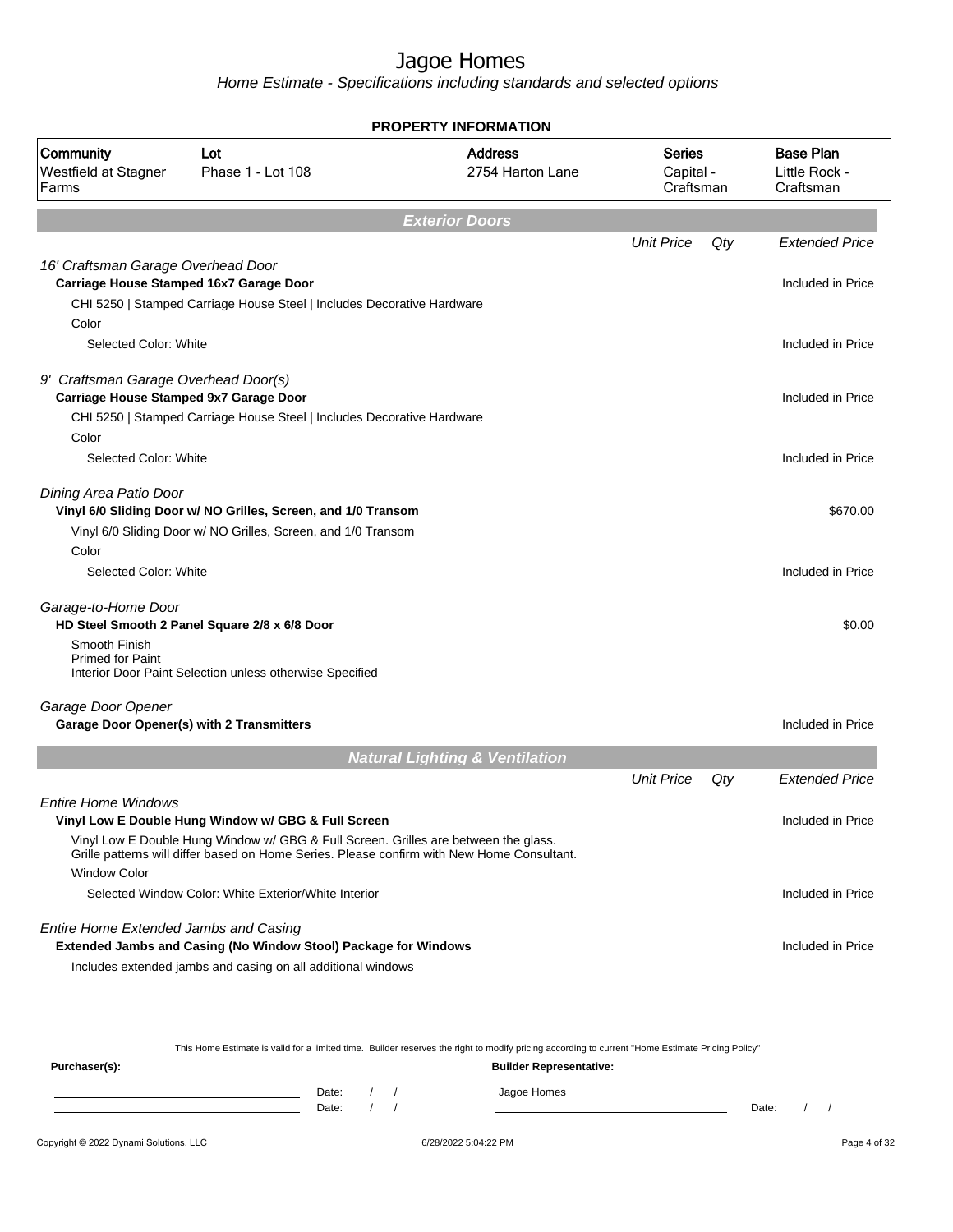# Jagoe Homes

Home Estimate - Specifications including standards and selected options

**PROPERTY INFORMATION**

| Community | Lot | Address | Series | Base Plan |
|---|---|---|---|---|
| Westfield at Stagner Farms | Phase 1 - Lot 108 | 2754 Harton Lane | Capital - Craftsman | Little Rock - Craftsman |

## Exterior Doors

| | Unit Price | Qty | Extended Price |
|---|---|---|---|
| *16' Craftsman Garage Overhead Door* | | | |
| **Carriage House Stamped 16x7 Garage Door** | | | Included in Price |
| CHI 5250 \| Stamped Carriage House Steel \| Includes Decorative Hardware | | | |
| Color | | | |
| Selected Color: White | | | Included in Price |
| *9' Craftsman Garage Overhead Door(s)* | | | |
| **Carriage House Stamped 9x7 Garage Door** | | | Included in Price |
| CHI 5250 \| Stamped Carriage House Steel \| Includes Decorative Hardware | | | |
| Color | | | |
| Selected Color: White | | | Included in Price |
| *Dining Area Patio Door* | | | |
| **Vinyl 6/0 Sliding Door w/ NO Grilles, Screen, and 1/0 Transom** | | | $670.00 |
| Vinyl 6/0 Sliding Door w/ NO Grilles, Screen, and 1/0 Transom | | | |
| Color | | | |
| Selected Color: White | | | Included in Price |
| *Garage-to-Home Door* | | | |
| **HD Steel Smooth 2 Panel Square 2/8 x 6/8 Door** | | | $0.00 |
| Smooth Finish<br>Primed for Paint<br>Interior Door Paint Selection unless otherwise Specified | | | |
| *Garage Door Opener* | | | |
| **Garage Door Opener(s) with 2 Transmitters** | | | Included in Price |

## Natural Lighting & Ventilation

| | Unit Price | Qty | Extended Price |
|---|---|---|---|
| *Entire Home Windows* | | | |
| **Vinyl Low E Double Hung Window w/ GBG & Full Screen** | | | Included in Price |
| Vinyl Low E Double Hung Window w/ GBG & Full Screen. Grilles are between the glass. Grille patterns will differ based on Home Series. Please confirm with New Home Consultant. | | | |
| Window Color | | | |
| Selected Window Color: White Exterior/White Interior | | | Included in Price |
| *Entire Home Extended Jambs and Casing* | | | |
| **Extended Jambs and Casing (No Window Stool) Package for Windows** | | | Included in Price |
| Includes extended jambs and casing on all additional windows | | | |

This Home Estimate is valid for a limited time. Builder reserves the right to modify pricing according to current "Home Estimate Pricing Policy"

**Purchaser(s):** Date: / / Date: / /

**Builder Representative:** Jagoe Homes Date: / /

Copyright © 2022 Dynami Solutions, LLC 6/28/2022 5:04:22 PM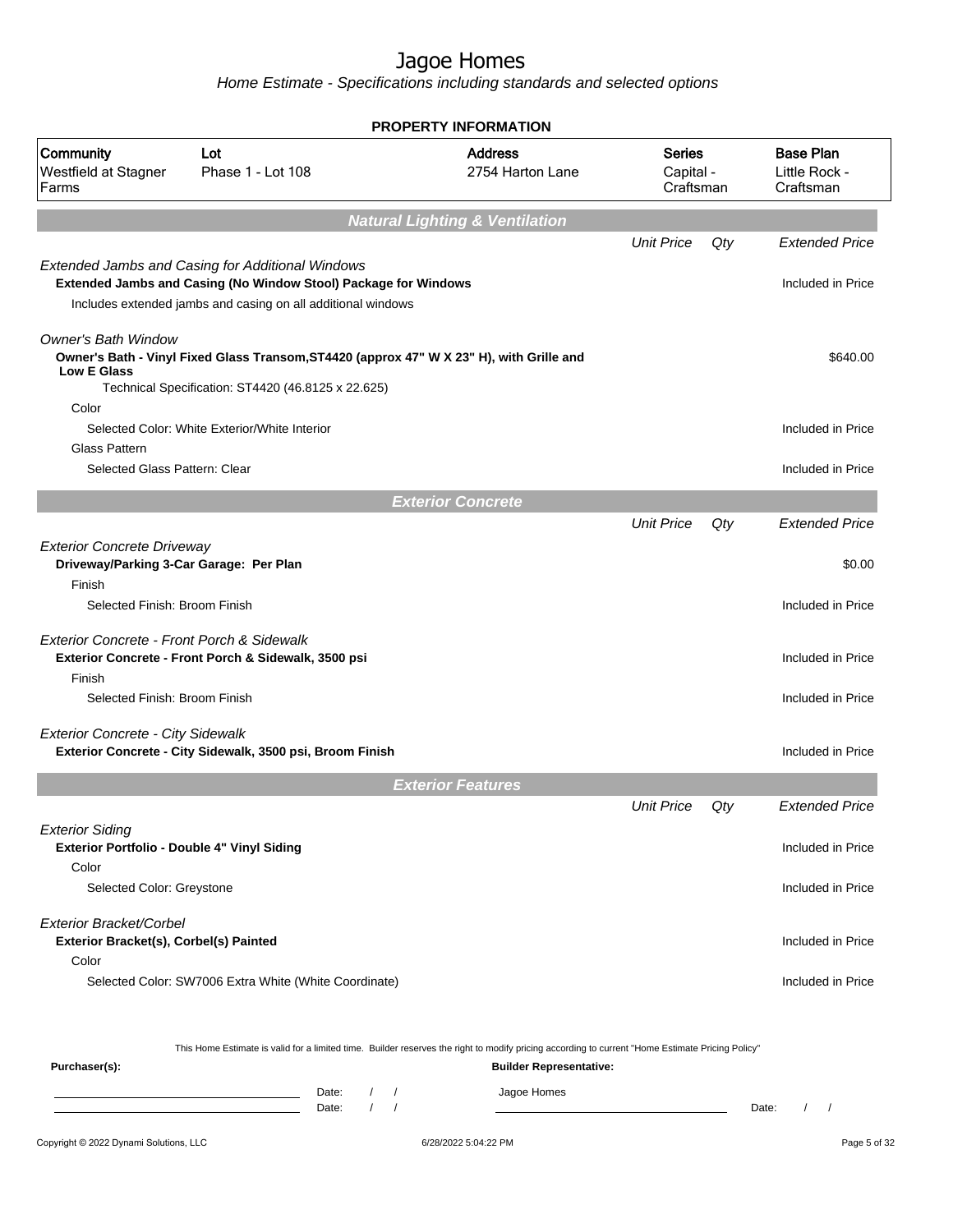# Jagoe Homes

*Home Estimate - Specifications including standards and selected options*

**PROPERTY INFORMATION**

| Community | Lot | Address | Series | Base Plan |
|---|---|---|---|---|
| Westfield at Stagner Farms | Phase 1 - Lot 108 | 2754 Harton Lane | Capital - Craftsman | Little Rock - Craftsman |

## Natural Lighting & Ventilation

| | Unit Price | Qty | Extended Price |
|---|---|---|---|
| *Extended Jambs and Casing for Additional Windows* | | | |
| **Extended Jambs and Casing (No Window Stool) Package for Windows** | | | Included in Price |
| Includes extended jambs and casing on all additional windows | | | |
| *Owner's Bath Window* | | | |
| **Owner's Bath - Vinyl Fixed Glass Transom,ST4420 (approx 47" W X 23" H), with Grille and Low E Glass** | | | $640.00 |
| Technical Specification: ST4420 (46.8125 x 22.625) | | | |
| Color | | | |
| Selected Color: White Exterior/White Interior | | | Included in Price |
| Glass Pattern | | | |
| Selected Glass Pattern: Clear | | | Included in Price |

## Exterior Concrete

| | Unit Price | Qty | Extended Price |
|---|---|---|---|
| *Exterior Concrete Driveway* | | | |
| **Driveway/Parking 3-Car Garage: Per Plan** | | | $0.00 |
| Finish | | | |
| Selected Finish: Broom Finish | | | Included in Price |
| *Exterior Concrete - Front Porch & Sidewalk* | | | |
| **Exterior Concrete - Front Porch & Sidewalk, 3500 psi** | | | Included in Price |
| Finish | | | |
| Selected Finish: Broom Finish | | | Included in Price |
| *Exterior Concrete - City Sidewalk* | | | |
| **Exterior Concrete - City Sidewalk, 3500 psi, Broom Finish** | | | Included in Price |

## Exterior Features

| | Unit Price | Qty | Extended Price |
|---|---|---|---|
| *Exterior Siding* | | | |
| **Exterior Portfolio - Double 4" Vinyl Siding** | | | Included in Price |
| Color | | | |
| Selected Color: Greystone | | | Included in Price |
| *Exterior Bracket/Corbel* | | | |
| **Exterior Bracket(s), Corbel(s) Painted** | | | Included in Price |
| Color | | | |
| Selected Color: SW7006 Extra White (White Coordinate) | | | Included in Price |

This Home Estimate is valid for a limited time. Builder reserves the right to modify pricing according to current "Home Estimate Pricing Policy"

**Purchaser(s):** Date: / / Date: / /

**Builder Representative:** Jagoe Homes Date: / /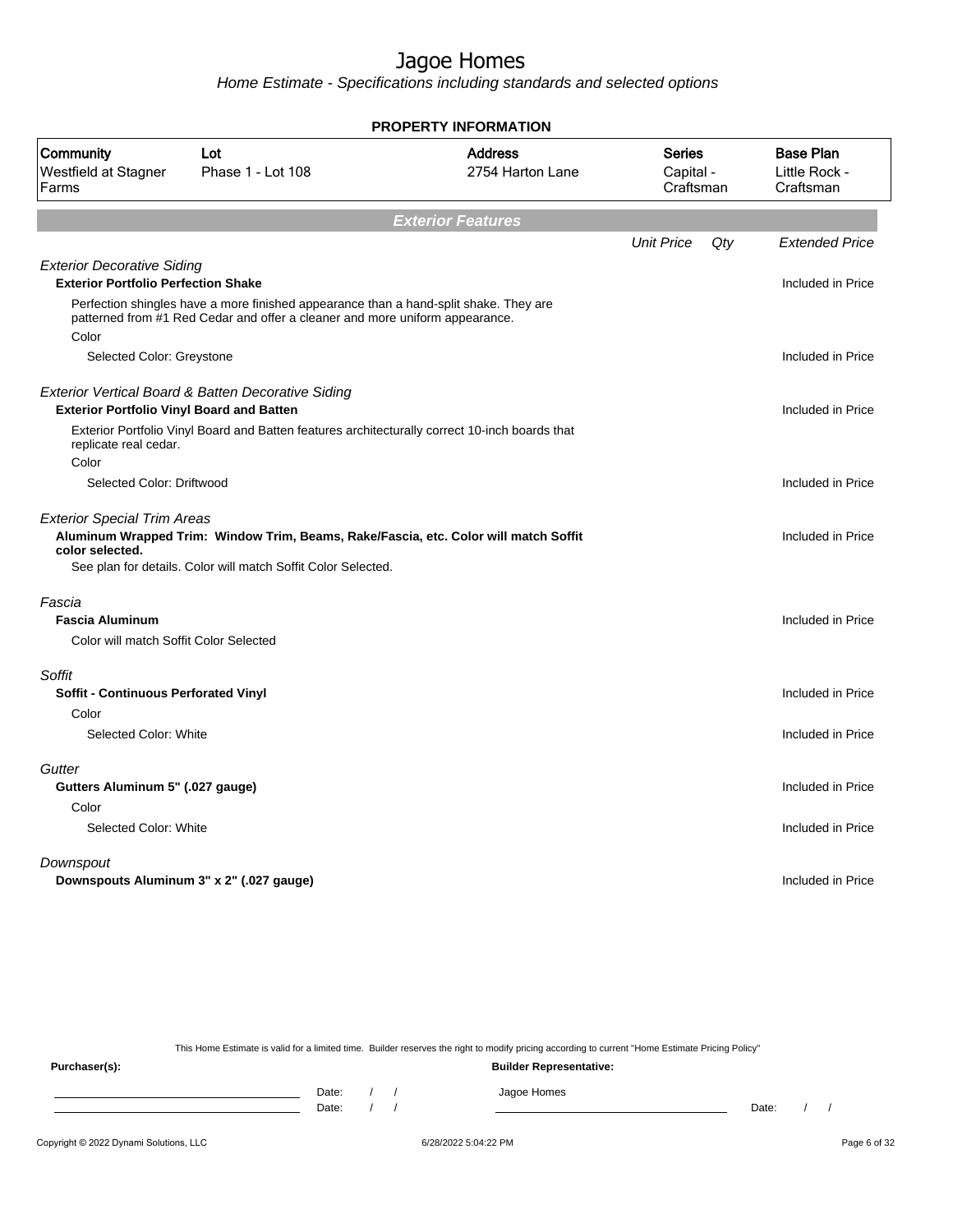# Jagoe Homes

*Home Estimate - Specifications including standards and selected options*

**PROPERTY INFORMATION**

| Community | Lot | Address | Series | Base Plan |
|---|---|---|---|---|
| Westfield at Stagner Farms | Phase 1 - Lot 108 | 2754 Harton Lane | Capital - Craftsman | Little Rock - Craftsman |

## Exterior Features

| | Unit Price | Qty | Extended Price |
|---|---|---|---|
| *Exterior Decorative Siding* | | | |
| **Exterior Portfolio Perfection Shake** | | | Included in Price |
| Perfection shingles have a more finished appearance than a hand-split shake. They are patterned from #1 Red Cedar and offer a cleaner and more uniform appearance. | | | |
| Color | | | |
| Selected Color: Greystone | | | Included in Price |
| *Exterior Vertical Board & Batten Decorative Siding* | | | |
| **Exterior Portfolio Vinyl Board and Batten** | | | Included in Price |
| Exterior Portfolio Vinyl Board and Batten features architecturally correct 10-inch boards that replicate real cedar. | | | |
| Color | | | |
| Selected Color: Driftwood | | | Included in Price |
| *Exterior Special Trim Areas* | | | |
| **Aluminum Wrapped Trim: Window Trim, Beams, Rake/Fascia, etc. Color will match Soffit color selected.** | | | Included in Price |
| See plan for details. Color will match Soffit Color Selected. | | | |
| *Fascia* | | | |
| **Fascia Aluminum** | | | Included in Price |
| Color will match Soffit Color Selected | | | |
| *Soffit* | | | |
| **Soffit - Continuous Perforated Vinyl** | | | Included in Price |
| Color | | | |
| Selected Color: White | | | Included in Price |
| *Gutter* | | | |
| **Gutters Aluminum 5" (.027 gauge)** | | | Included in Price |
| Color | | | |
| Selected Color: White | | | Included in Price |
| *Downspout* | | | |
| **Downspouts Aluminum 3" x 2" (.027 gauge)** | | | Included in Price |

This Home Estimate is valid for a limited time. Builder reserves the right to modify pricing according to current "Home Estimate Pricing Policy"

**Purchaser(s):** &nbsp;&nbsp;&nbsp;&nbsp; **Builder Representative:**

Date: / / &nbsp;&nbsp;&nbsp;&nbsp; Jagoe Homes

Date: / / &nbsp;&nbsp;&nbsp;&nbsp; Date: / /

Copyright © 2022 Dynami Solutions, LLC &nbsp;&nbsp;&nbsp;&nbsp; 6/28/2022 5:04:22 PM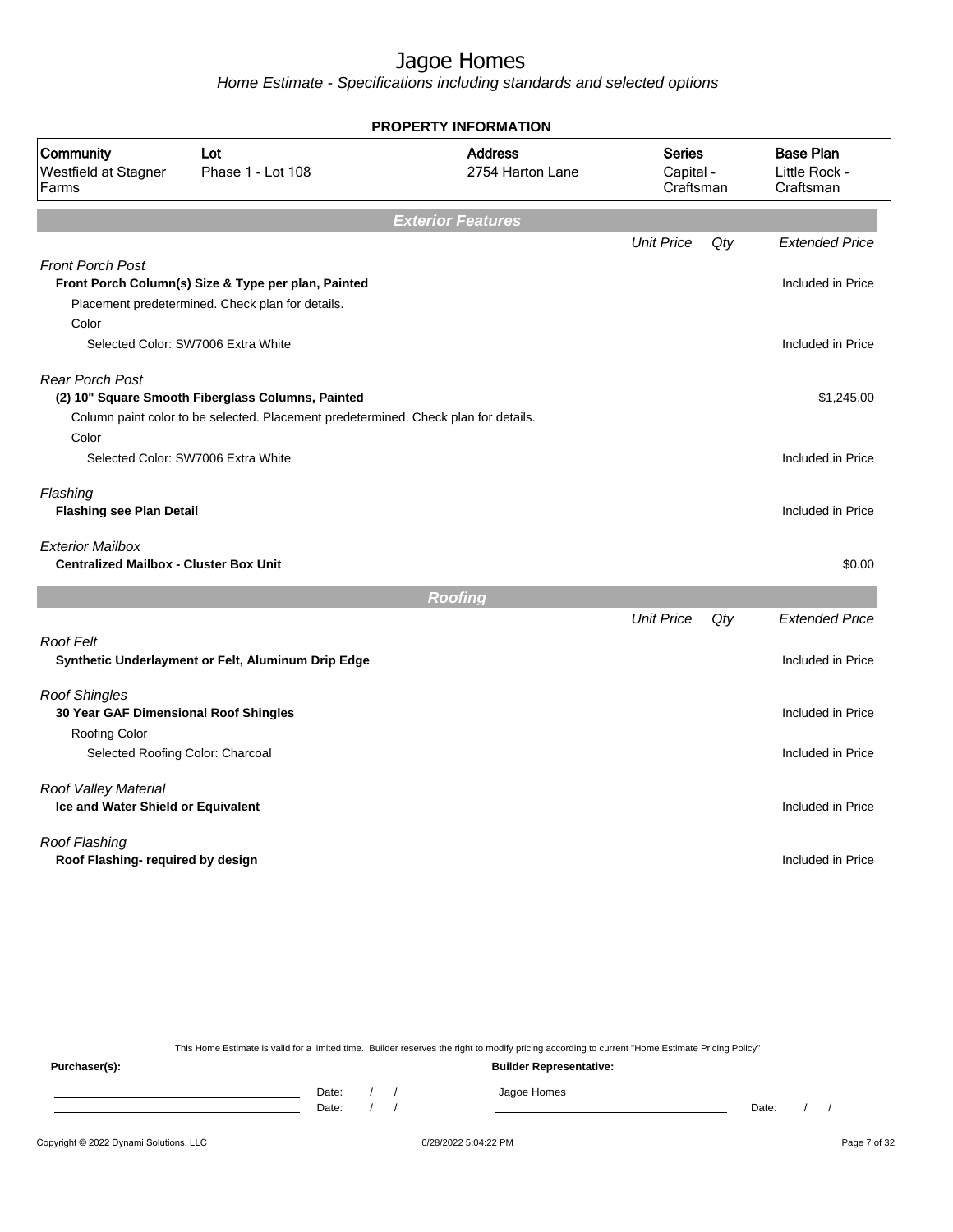# Jagoe Homes

*Home Estimate - Specifications including standards and selected options*

**PROPERTY INFORMATION**

| Community | Lot | Address | Series | Base Plan |
|---|---|---|---|---|
| Westfield at Stagner Farms | Phase 1 - Lot 108 | 2754 Harton Lane | Capital - Craftsman | Little Rock - Craftsman |

## Exterior Features

| | Unit Price | Qty | Extended Price |
|---|---|---|---|
| *Front Porch Post* | | | |
| **Front Porch Column(s) Size & Type per plan, Painted** | | | Included in Price |
| Placement predetermined. Check plan for details. | | | |
| Color | | | |
| Selected Color: SW7006 Extra White | | | Included in Price |
| *Rear Porch Post* | | | |
| **(2) 10" Square Smooth Fiberglass Columns, Painted** | | | $1,245.00 |
| Column paint color to be selected. Placement predetermined. Check plan for details. | | | |
| Color | | | |
| Selected Color: SW7006 Extra White | | | Included in Price |
| *Flashing* | | | |
| **Flashing see Plan Detail** | | | Included in Price |
| *Exterior Mailbox* | | | |
| **Centralized Mailbox - Cluster Box Unit** | | | $0.00 |

## Roofing

| | Unit Price | Qty | Extended Price |
|---|---|---|---|
| *Roof Felt* | | | |
| **Synthetic Underlayment or Felt, Aluminum Drip Edge** | | | Included in Price |
| *Roof Shingles* | | | |
| **30 Year GAF Dimensional Roof Shingles** | | | Included in Price |
| Roofing Color | | | |
| Selected Roofing Color: Charcoal | | | Included in Price |
| *Roof Valley Material* | | | |
| **Ice and Water Shield or Equivalent** | | | Included in Price |
| *Roof Flashing* | | | |
| **Roof Flashing- required by design** | | | Included in Price |

This Home Estimate is valid for a limited time. Builder reserves the right to modify pricing according to current "Home Estimate Pricing Policy"

**Purchaser(s):** Date: / / Date: / /

**Builder Representative:** Jagoe Homes Date: / /

Copyright © 2022 Dynami Solutions, LLC 6/28/2022 5:04:22 PM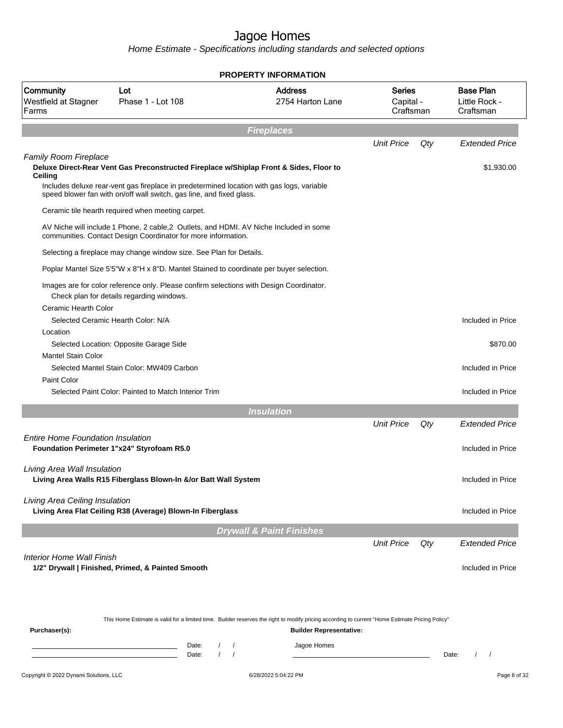# Jagoe Homes

*Home Estimate - Specifications including standards and selected options*

## PROPERTY INFORMATION

| Community | Lot | Address | Series | Base Plan |
|---|---|---|---|---|
| Westfield at Stagner Farms | Phase 1 - Lot 108 | 2754 Harton Lane | Capital - Craftsman | Little Rock - Craftsman |

## Fireplaces

| | Unit Price | Qty | Extended Price |
|---|---|---|---|
| *Family Room Fireplace* | | | |
| **Deluxe Direct-Rear Vent Gas Preconstructed Fireplace w/Shiplap Front & Sides, Floor to Ceiling** | | | $1,930.00 |
| Includes deluxe rear-vent gas fireplace in predetermined location with gas logs, variable speed blower fan with on/off wall switch, gas line, and fixed glass. | | | |
| Ceramic tile hearth required when meeting carpet. | | | |
| AV Niche will include 1 Phone, 2 cable,2 Outlets, and HDMI. AV Niche Included in some communities. Contact Design Coordinator for more information. | | | |
| Selecting a fireplace may change window size. See Plan for Details. | | | |
| Poplar Mantel Size 5'5"W x 8"H x 8"D. Mantel Stained to coordinate per buyer selection. | | | |
| Images are for color reference only. Please confirm selections with Design Coordinator. Check plan for details regarding windows. | | | |
| Ceramic Hearth Color | | | |
| Selected Ceramic Hearth Color: N/A | | | Included in Price |
| Location | | | |
| Selected Location: Opposite Garage Side | | | $870.00 |
| Mantel Stain Color | | | |
| Selected Mantel Stain Color: MW409 Carbon | | | Included in Price |
| Paint Color | | | |
| Selected Paint Color: Painted to Match Interior Trim | | | Included in Price |

## Insulation

| | Unit Price | Qty | Extended Price |
|---|---|---|---|
| *Entire Home Foundation Insulation* | | | |
| **Foundation Perimeter 1"x24" Styrofoam R5.0** | | | Included in Price |
| *Living Area Wall Insulation* | | | |
| **Living Area Walls R15 Fiberglass Blown-In &/or Batt Wall System** | | | Included in Price |
| *Living Area Ceiling Insulation* | | | |
| **Living Area Flat Ceiling R38 (Average) Blown-In Fiberglass** | | | Included in Price |

## Drywall & Paint Finishes

| | Unit Price | Qty | Extended Price |
|---|---|---|---|
| *Interior Home Wall Finish* | | | |
| **1/2" Drywall \| Finished, Primed, & Painted Smooth** | | | Included in Price |

This Home Estimate is valid for a limited time. Builder reserves the right to modify pricing according to current "Home Estimate Pricing Policy"

**Purchaser(s):**

Date: / /

Date: / /

**Builder Representative:**

Jagoe Homes

Date: / /

Copyright © 2022 Dynami Solutions, LLC — 6/28/2022 5:04:22 PM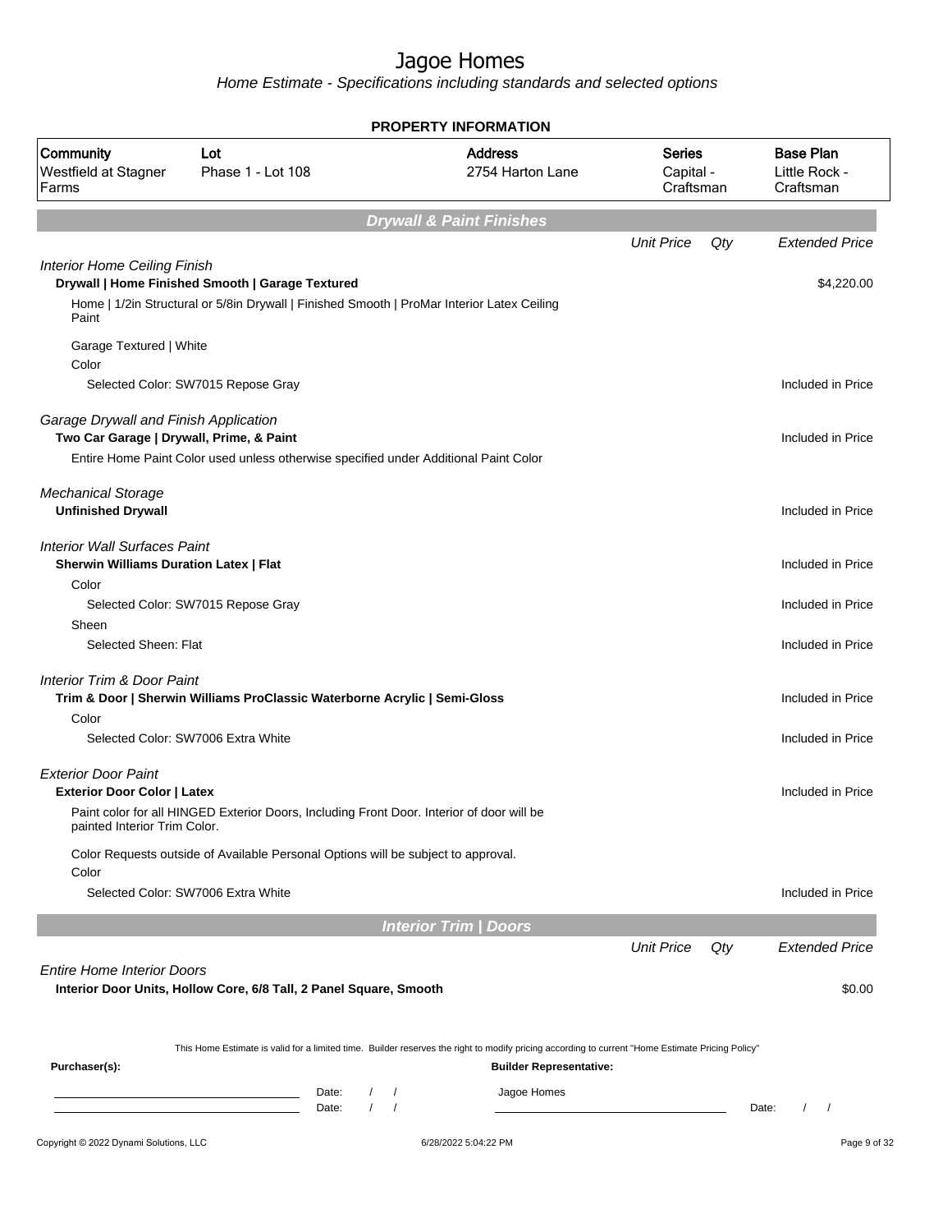# Jagoe Homes

*Home Estimate - Specifications including standards and selected options*

**PROPERTY INFORMATION**

| Community | Lot | Address | Series | Base Plan |
|---|---|---|---|---|
| Westfield at Stagner Farms | Phase 1 - Lot 108 | 2754 Harton Lane | Capital - Craftsman | Little Rock - Craftsman |

## Drywall & Paint Finishes

| | Unit Price | Qty | Extended Price |
|---|---|---|---|
| *Interior Home Ceiling Finish* | | | |
| **Drywall \| Home Finished Smooth \| Garage Textured** | | | $4,220.00 |
| Home \| 1/2in Structural or 5/8in Drywall \| Finished Smooth \| ProMar Interior Latex Ceiling Paint | | | |
| Garage Textured \| White | | | |
| Color | | | |
| Selected Color: SW7015 Repose Gray | | | Included in Price |
| *Garage Drywall and Finish Application* | | | |
| **Two Car Garage \| Drywall, Prime, & Paint** | | | Included in Price |
| Entire Home Paint Color used unless otherwise specified under Additional Paint Color | | | |
| *Mechanical Storage* | | | |
| **Unfinished Drywall** | | | Included in Price |
| *Interior Wall Surfaces Paint* | | | |
| **Sherwin Williams Duration Latex \| Flat** | | | Included in Price |
| Color | | | |
| Selected Color: SW7015 Repose Gray | | | Included in Price |
| Sheen | | | |
| Selected Sheen: Flat | | | Included in Price |
| *Interior Trim & Door Paint* | | | |
| **Trim & Door \| Sherwin Williams ProClassic Waterborne Acrylic \| Semi-Gloss** | | | Included in Price |
| Color | | | |
| Selected Color: SW7006 Extra White | | | Included in Price |
| *Exterior Door Paint* | | | |
| **Exterior Door Color \| Latex** | | | Included in Price |
| Paint color for all HINGED Exterior Doors, Including Front Door. Interior of door will be painted Interior Trim Color. | | | |
| Color Requests outside of Available Personal Options will be subject to approval. | | | |
| Color | | | |
| Selected Color: SW7006 Extra White | | | Included in Price |

## Interior Trim | Doors

| | Unit Price | Qty | Extended Price |
|---|---|---|---|
| *Entire Home Interior Doors* | | | |
| **Interior Door Units, Hollow Core, 6/8 Tall, 2 Panel Square, Smooth** | | | $0.00 |

This Home Estimate is valid for a limited time. Builder reserves the right to modify pricing according to current "Home Estimate Pricing Policy"

**Purchaser(s):** Date: / / Date: / /

**Builder Representative:** Jagoe Homes Date: / /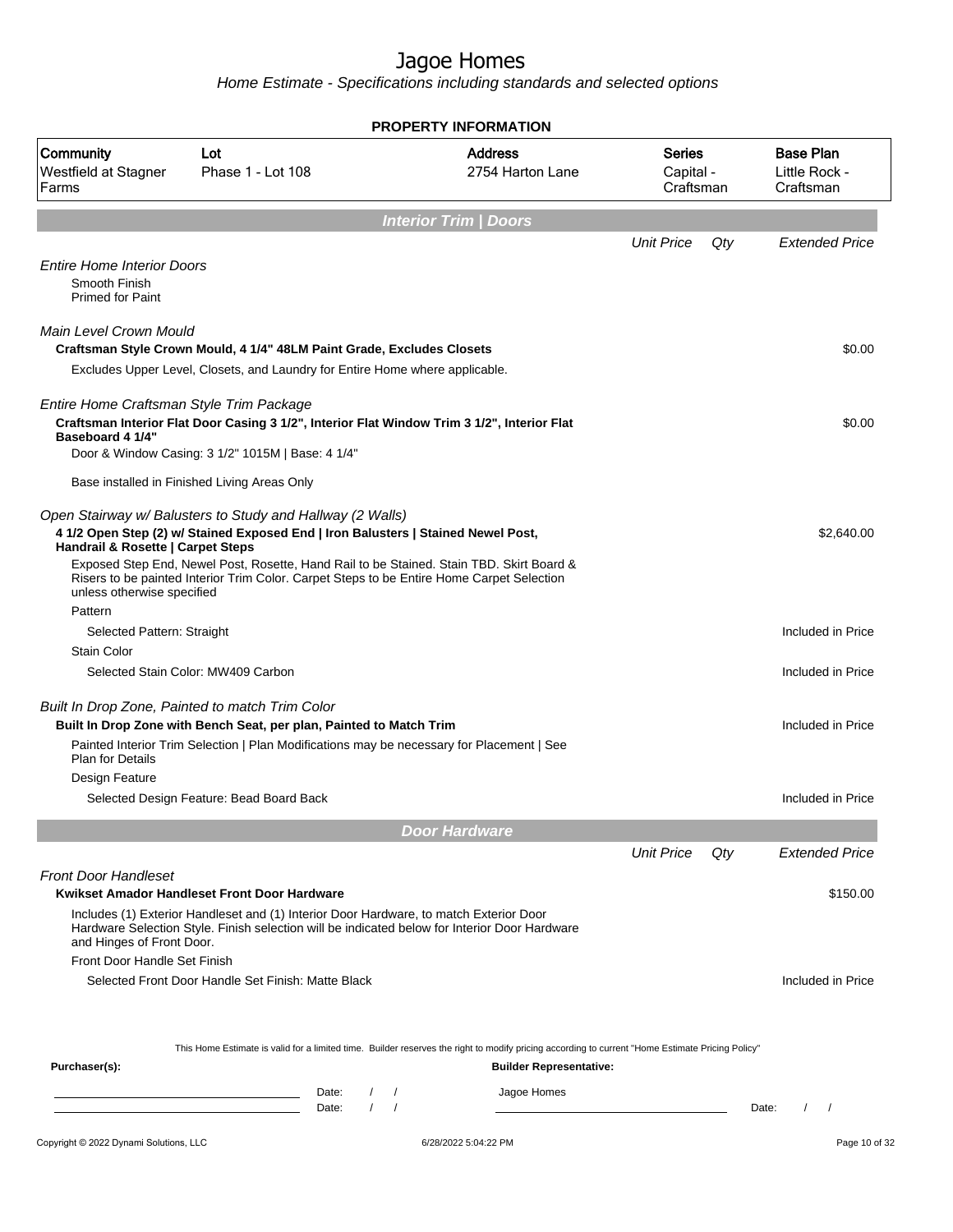# Jagoe Homes

*Home Estimate - Specifications including standards and selected options*

**PROPERTY INFORMATION**

| Community | Lot | Address | Series | Base Plan |
|---|---|---|---|---|
| Westfield at Stagner Farms | Phase 1 - Lot 108 | 2754 Harton Lane | Capital - Craftsman | Little Rock - Craftsman |

## Interior Trim | Doors

| | Unit Price | Qty | Extended Price |
|---|---|---|---|
| *Entire Home Interior Doors* | | | |
| Smooth Finish<br>Primed for Paint | | | |
| *Main Level Crown Mould* | | | |
| **Craftsman Style Crown Mould, 4 1/4" 48LM Paint Grade, Excludes Closets** | | | $0.00 |
| Excludes Upper Level, Closets, and Laundry for Entire Home where applicable. | | | |
| *Entire Home Craftsman Style Trim Package* | | | |
| **Craftsman Interior Flat Door Casing 3 1/2", Interior Flat Window Trim 3 1/2", Interior Flat Baseboard 4 1/4"** | | | $0.00 |
| Door & Window Casing: 3 1/2" 1015M \| Base: 4 1/4" | | | |
| Base installed in Finished Living Areas Only | | | |
| *Open Stairway w/ Balusters to Study and Hallway (2 Walls)* | | | |
| **4 1/2 Open Step (2) w/ Stained Exposed End \| Iron Balusters \| Stained Newel Post, Handrail & Rosette \| Carpet Steps** | | | $2,640.00 |
| Exposed Step End, Newel Post, Rosette, Hand Rail to be Stained. Stain TBD. Skirt Board & Risers to be painted Interior Trim Color. Carpet Steps to be Entire Home Carpet Selection unless otherwise specified | | | |
| Pattern | | | |
| Selected Pattern: Straight | | | Included in Price |
| Stain Color | | | |
| Selected Stain Color: MW409 Carbon | | | Included in Price |
| *Built In Drop Zone, Painted to match Trim Color* | | | |
| **Built In Drop Zone with Bench Seat, per plan, Painted to Match Trim** | | | Included in Price |
| Painted Interior Trim Selection \| Plan Modifications may be necessary for Placement \| See Plan for Details | | | |
| Design Feature | | | |
| Selected Design Feature: Bead Board Back | | | Included in Price |

## Door Hardware

| | Unit Price | Qty | Extended Price |
|---|---|---|---|
| *Front Door Handleset* | | | |
| **Kwikset Amador Handleset Front Door Hardware** | | | $150.00 |
| Includes (1) Exterior Handleset and (1) Interior Door Hardware, to match Exterior Door Hardware Selection Style. Finish selection will be indicated below for Interior Door Hardware and Hinges of Front Door. | | | |
| Front Door Handle Set Finish | | | |
| Selected Front Door Handle Set Finish: Matte Black | | | Included in Price |

This Home Estimate is valid for a limited time. Builder reserves the right to modify pricing according to current "Home Estimate Pricing Policy"

**Purchaser(s):** ______________________ Date: / / 
______________________ Date: / /

**Builder Representative:** Jagoe Homes ______________________ Date: / /

Copyright © 2022 Dynami Solutions, LLC — 6/28/2022 5:04:22 PM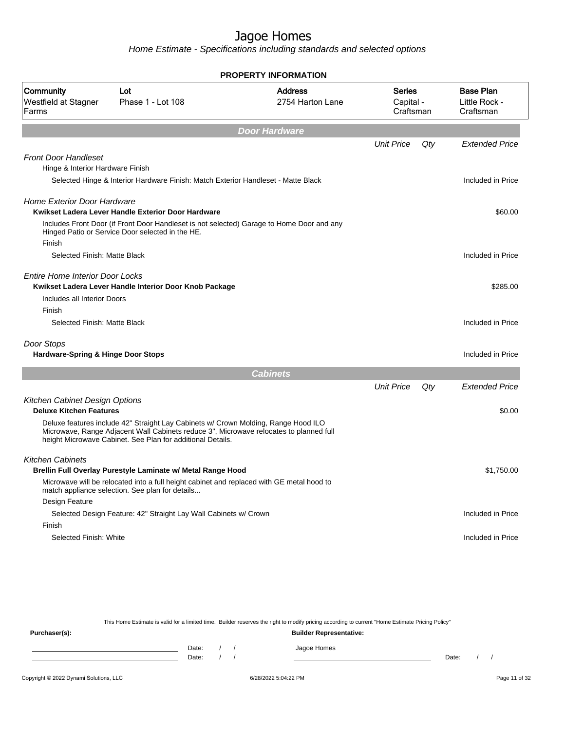# Jagoe Homes

*Home Estimate - Specifications including standards and selected options*

**PROPERTY INFORMATION**

| Community | Lot | Address | Series | Base Plan |
|---|---|---|---|---|
| Westfield at Stagner Farms | Phase 1 - Lot 108 | 2754 Harton Lane | Capital - Craftsman | Little Rock - Craftsman |

## Door Hardware

| | Unit Price | Qty | Extended Price |
|---|---|---|---|
| *Front Door Handleset* | | | |
| Hinge & Interior Hardware Finish | | | |
| Selected Hinge & Interior Hardware Finish: Match Exterior Handleset - Matte Black | | | Included in Price |
| *Home Exterior Door Hardware* | | | |
| **Kwikset Ladera Lever Handle Exterior Door Hardware** | | | $60.00 |
| Includes Front Door (if Front Door Handleset is not selected) Garage to Home Door and any Hinged Patio or Service Door selected in the HE. | | | |
| Finish | | | |
| Selected Finish: Matte Black | | | Included in Price |
| *Entire Home Interior Door Locks* | | | |
| **Kwikset Ladera Lever Handle Interior Door Knob Package** | | | $285.00 |
| Includes all Interior Doors | | | |
| Finish | | | |
| Selected Finish: Matte Black | | | Included in Price |
| *Door Stops* | | | |
| **Hardware-Spring & Hinge Door Stops** | | | Included in Price |

## Cabinets

| | Unit Price | Qty | Extended Price |
|---|---|---|---|
| *Kitchen Cabinet Design Options* | | | |
| **Deluxe Kitchen Features** | | | $0.00 |
| Deluxe features include 42" Straight Lay Cabinets w/ Crown Molding, Range Hood ILO Microwave, Range Adjacent Wall Cabinets reduce 3", Microwave relocates to planned full height Microwave Cabinet. See Plan for additional Details. | | | |
| *Kitchen Cabinets* | | | |
| **Brellin Full Overlay Purestyle Laminate w/ Metal Range Hood** | | | $1,750.00 |
| Microwave will be relocated into a full height cabinet and replaced with GE metal hood to match appliance selection. See plan for details... | | | |
| Design Feature | | | |
| Selected Design Feature: 42" Straight Lay Wall Cabinets w/ Crown | | | Included in Price |
| Finish | | | |
| Selected Finish: White | | | Included in Price |

This Home Estimate is valid for a limited time. Builder reserves the right to modify pricing according to current "Home Estimate Pricing Policy"

**Purchaser(s):** Date: / / Date: / /

**Builder Representative:** Jagoe Homes Date: / /

Copyright © 2022 Dynami Solutions, LLC 6/28/2022 5:04:22 PM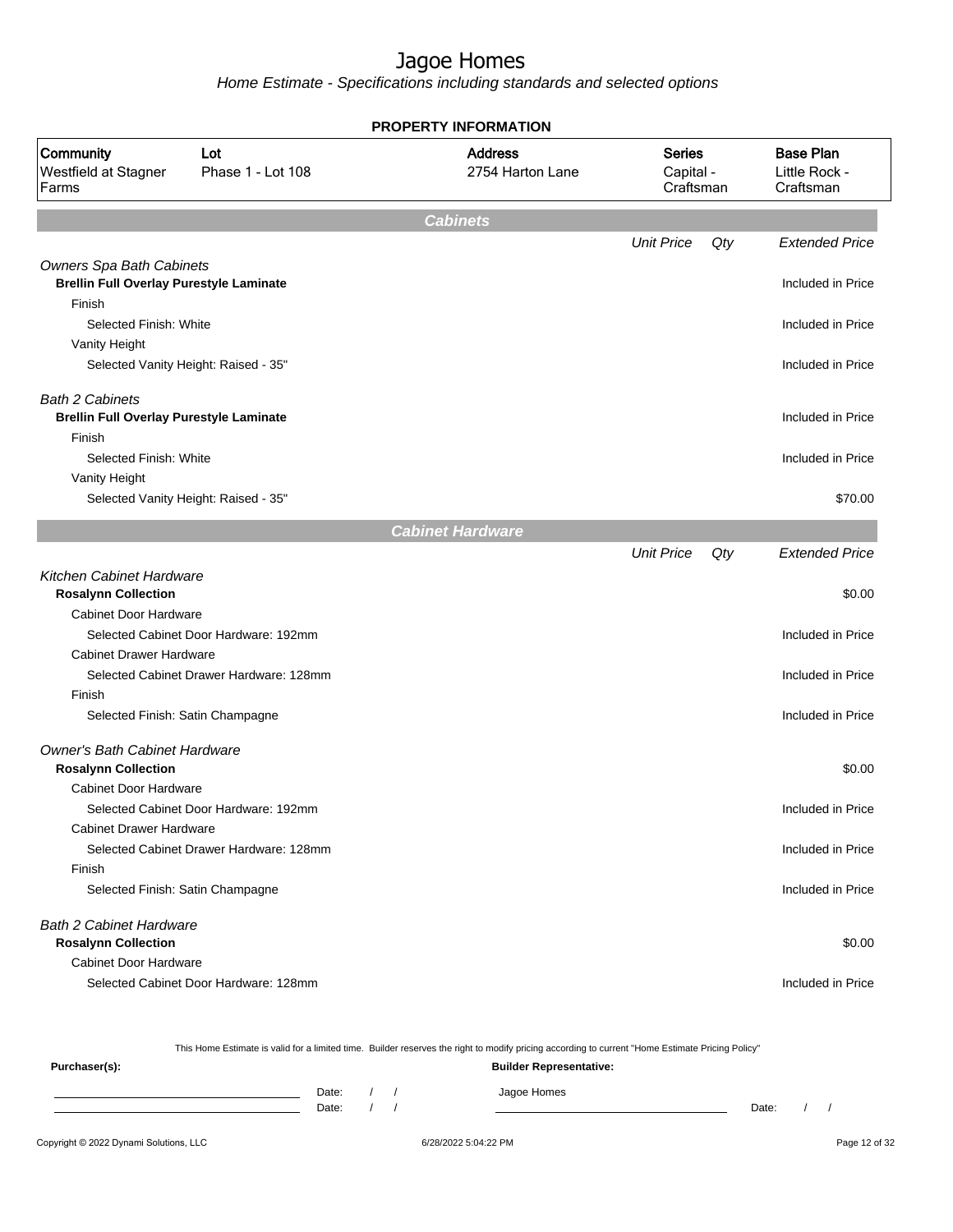# Jagoe Homes

*Home Estimate - Specifications including standards and selected options*

**PROPERTY INFORMATION**

| Community | Lot | Address | Series | Base Plan |
|---|---|---|---|---|
| Westfield at Stagner Farms | Phase 1 - Lot 108 | 2754 Harton Lane | Capital - Craftsman | Little Rock - Craftsman |

## Cabinets

| | Unit Price | Qty | Extended Price |
|---|---|---|---|
| *Owners Spa Bath Cabinets* | | | |
| **Brellin Full Overlay Purestyle Laminate** | | | Included in Price |
| Finish | | | |
| Selected Finish: White | | | Included in Price |
| Vanity Height | | | |
| Selected Vanity Height: Raised - 35" | | | Included in Price |
| *Bath 2 Cabinets* | | | |
| **Brellin Full Overlay Purestyle Laminate** | | | Included in Price |
| Finish | | | |
| Selected Finish: White | | | Included in Price |
| Vanity Height | | | |
| Selected Vanity Height: Raised - 35" | | | $70.00 |

## Cabinet Hardware

| | Unit Price | Qty | Extended Price |
|---|---|---|---|
| *Kitchen Cabinet Hardware* | | | |
| **Rosalynn Collection** | | | $0.00 |
| Cabinet Door Hardware | | | |
| Selected Cabinet Door Hardware: 192mm | | | Included in Price |
| Cabinet Drawer Hardware | | | |
| Selected Cabinet Drawer Hardware: 128mm | | | Included in Price |
| Finish | | | |
| Selected Finish: Satin Champagne | | | Included in Price |
| *Owner's Bath Cabinet Hardware* | | | |
| **Rosalynn Collection** | | | $0.00 |
| Cabinet Door Hardware | | | |
| Selected Cabinet Door Hardware: 192mm | | | Included in Price |
| Cabinet Drawer Hardware | | | |
| Selected Cabinet Drawer Hardware: 128mm | | | Included in Price |
| Finish | | | |
| Selected Finish: Satin Champagne | | | Included in Price |
| *Bath 2 Cabinet Hardware* | | | |
| **Rosalynn Collection** | | | $0.00 |
| Cabinet Door Hardware | | | |
| Selected Cabinet Door Hardware: 128mm | | | Included in Price |

This Home Estimate is valid for a limited time. Builder reserves the right to modify pricing according to current "Home Estimate Pricing Policy"

**Purchaser(s):**

Date: / /

Date: / /

**Builder Representative:**

Jagoe Homes

Date: / /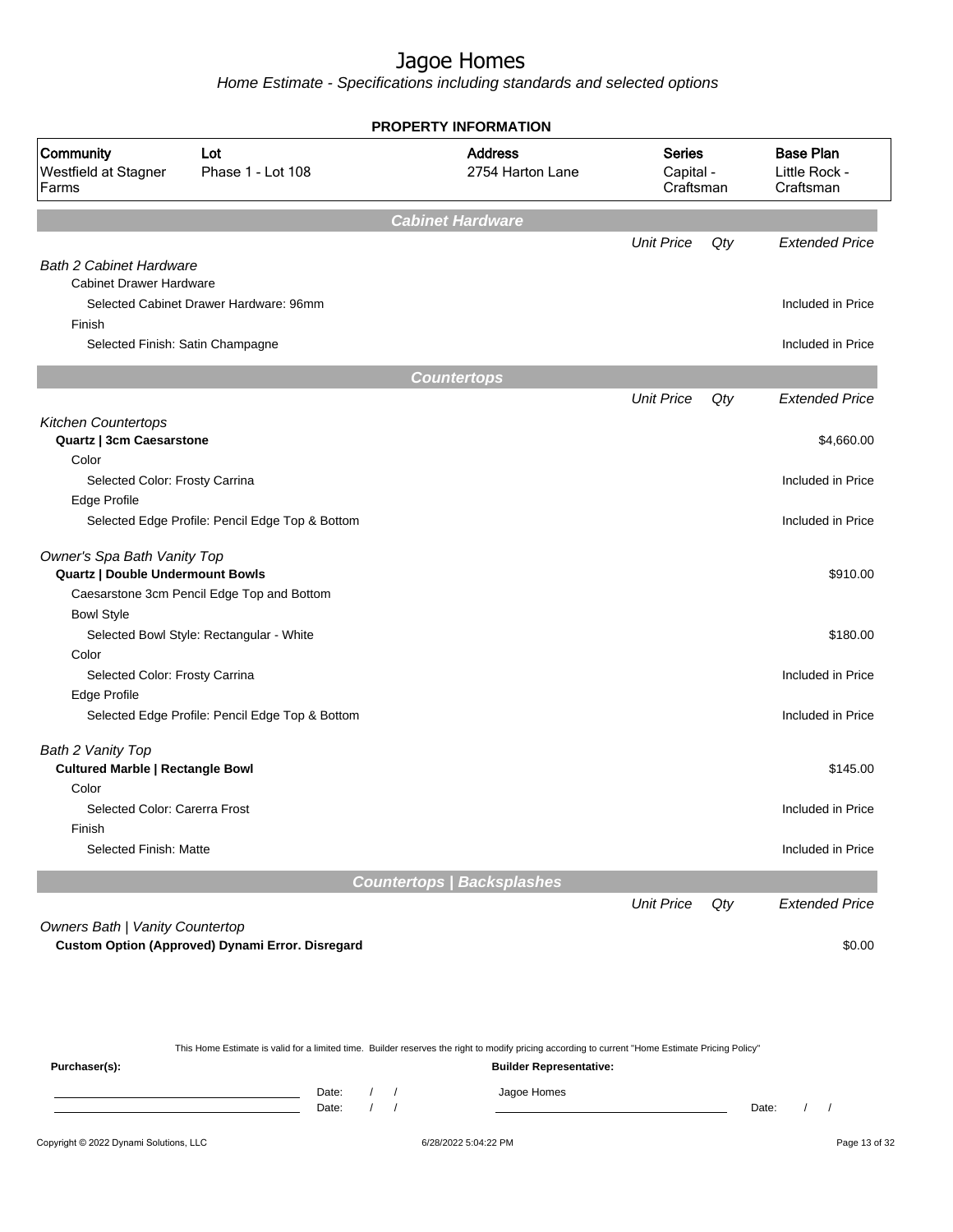# Jagoe Homes

*Home Estimate - Specifications including standards and selected options*

## PROPERTY INFORMATION

| Community | Lot | Address | Series | Base Plan |
|---|---|---|---|---|
| Westfield at Stagner Farms | Phase 1 - Lot 108 | 2754 Harton Lane | Capital - Craftsman | Little Rock - Craftsman |

## Cabinet Hardware

| | Unit Price | Qty | Extended Price |
|---|---|---|---|
| *Bath 2 Cabinet Hardware* | | | |
| Cabinet Drawer Hardware | | | |
| Selected Cabinet Drawer Hardware: 96mm | | | Included in Price |
| Finish | | | |
| Selected Finish: Satin Champagne | | | Included in Price |

## Countertops

| | Unit Price | Qty | Extended Price |
|---|---|---|---|
| *Kitchen Countertops* | | | |
| **Quartz \| 3cm Caesarstone** | | | $4,660.00 |
| Color | | | |
| Selected Color: Frosty Carrina | | | Included in Price |
| Edge Profile | | | |
| Selected Edge Profile: Pencil Edge Top & Bottom | | | Included in Price |
| *Owner's Spa Bath Vanity Top* | | | |
| **Quartz \| Double Undermount Bowls** | | | $910.00 |
| Caesarstone 3cm Pencil Edge Top and Bottom | | | |
| Bowl Style | | | |
| Selected Bowl Style: Rectangular - White | | | $180.00 |
| Color | | | |
| Selected Color: Frosty Carrina | | | Included in Price |
| Edge Profile | | | |
| Selected Edge Profile: Pencil Edge Top & Bottom | | | Included in Price |
| *Bath 2 Vanity Top* | | | |
| **Cultured Marble \| Rectangle Bowl** | | | $145.00 |
| Color | | | |
| Selected Color: Carerra Frost | | | Included in Price |
| Finish | | | |
| Selected Finish: Matte | | | Included in Price |

## Countertops | Backsplashes

| | Unit Price | Qty | Extended Price |
|---|---|---|---|
| *Owners Bath \| Vanity Countertop* | | | |
| **Custom Option (Approved) Dynami Error. Disregard** | | | $0.00 |

This Home Estimate is valid for a limited time. Builder reserves the right to modify pricing according to current "Home Estimate Pricing Policy"

**Purchaser(s):**

Date: / /

Date: / /

**Builder Representative:**

Jagoe Homes

Date: / /

Copyright © 2022 Dynami Solutions, LLC

6/28/2022 5:04:22 PM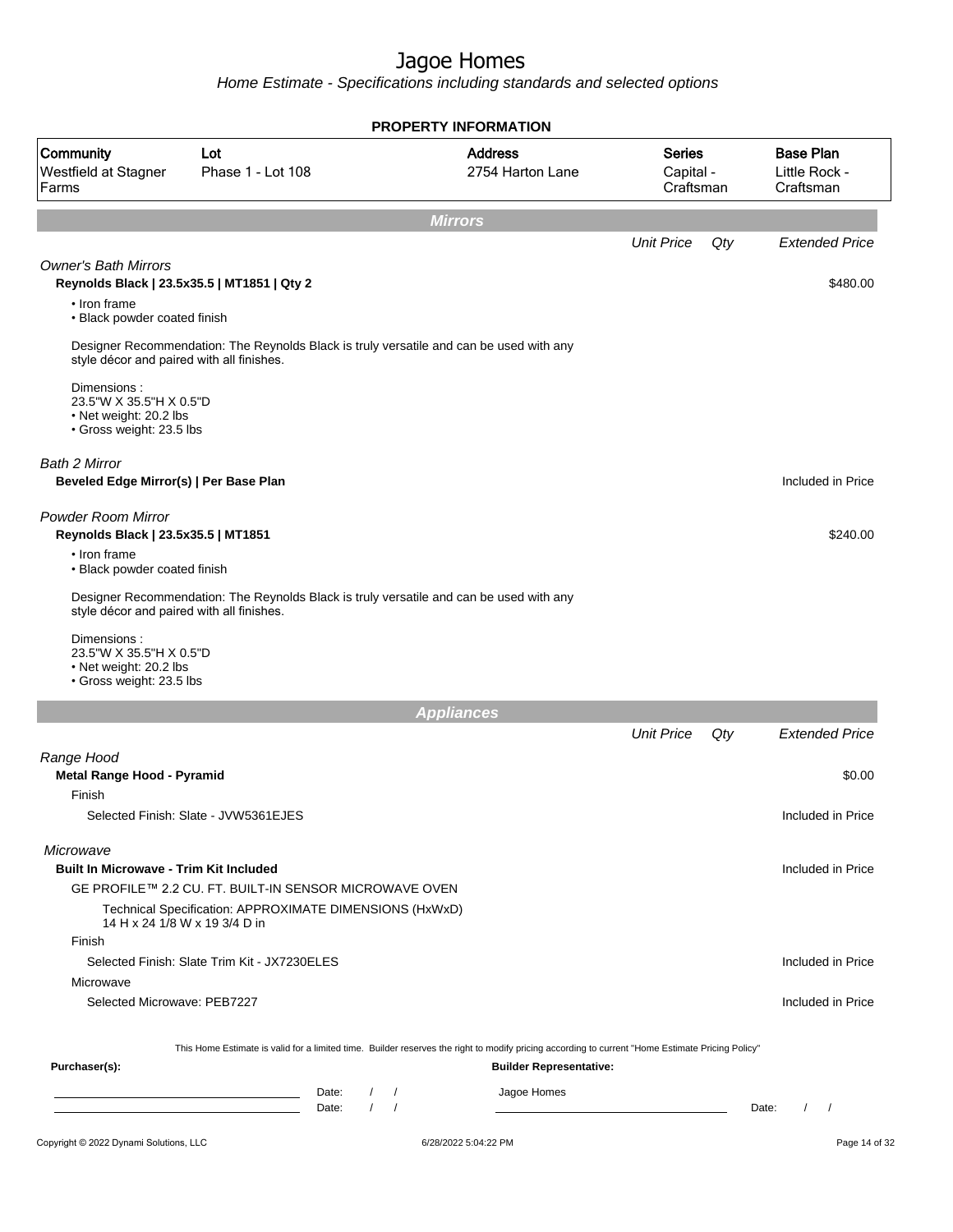# Jagoe Homes

*Home Estimate - Specifications including standards and selected options*

## PROPERTY INFORMATION

| Community | Lot | Address | Series | Base Plan |
|---|---|---|---|---|
| Westfield at Stagner Farms | Phase 1 - Lot 108 | 2754 Harton Lane | Capital - Craftsman | Little Rock - Craftsman |

## Mirrors

| | Unit Price | Qty | Extended Price |
|---|---|---|---|
| *Owner's Bath Mirrors* | | | |
| **Reynolds Black \| 23.5x35.5 \| MT1851 \| Qty 2** | | | $480.00 |

- Iron frame
- Black powder coated finish

Designer Recommendation: The Reynolds Black is truly versatile and can be used with any style décor and paired with all finishes.

Dimensions :
23.5"W X 35.5"H X 0.5"D
- Net weight: 20.2 lbs
- Gross weight: 23.5 lbs

| | Unit Price | Qty | Extended Price |
|---|---|---|---|
| *Bath 2 Mirror* | | | |
| **Beveled Edge Mirror(s) \| Per Base Plan** | | | Included in Price |
| *Powder Room Mirror* | | | |
| **Reynolds Black \| 23.5x35.5 \| MT1851** | | | $240.00 |

- Iron frame
- Black powder coated finish

Designer Recommendation: The Reynolds Black is truly versatile and can be used with any style décor and paired with all finishes.

Dimensions :
23.5"W X 35.5"H X 0.5"D
- Net weight: 20.2 lbs
- Gross weight: 23.5 lbs

## Appliances

| | Unit Price | Qty | Extended Price |
|---|---|---|---|
| *Range Hood* | | | |
| **Metal Range Hood - Pyramid** | | | $0.00 |
| Finish | | | |
| Selected Finish: Slate - JVW5361EJES | | | Included in Price |
| *Microwave* | | | |
| **Built In Microwave - Trim Kit Included** | | | Included in Price |
| GE PROFILE™ 2.2 CU. FT. BUILT-IN SENSOR MICROWAVE OVEN | | | |
| Technical Specification: APPROXIMATE DIMENSIONS (HxWxD) 14 H x 24 1/8 W x 19 3/4 D in | | | |
| Finish | | | |
| Selected Finish: Slate Trim Kit - JX7230ELES | | | Included in Price |
| Microwave | | | |
| Selected Microwave: PEB7227 | | | Included in Price |

This Home Estimate is valid for a limited time. Builder reserves the right to modify pricing according to current "Home Estimate Pricing Policy"

**Purchaser(s):** 

\_\_\_\_\_\_\_\_\_\_\_\_\_\_\_\_\_\_\_\_ Date: / /

\_\_\_\_\_\_\_\_\_\_\_\_\_\_\_\_\_\_\_\_ Date: / /

**Builder Representative:**

Jagoe Homes

\_\_\_\_\_\_\_\_\_\_\_\_\_\_\_\_\_\_\_\_ Date: / /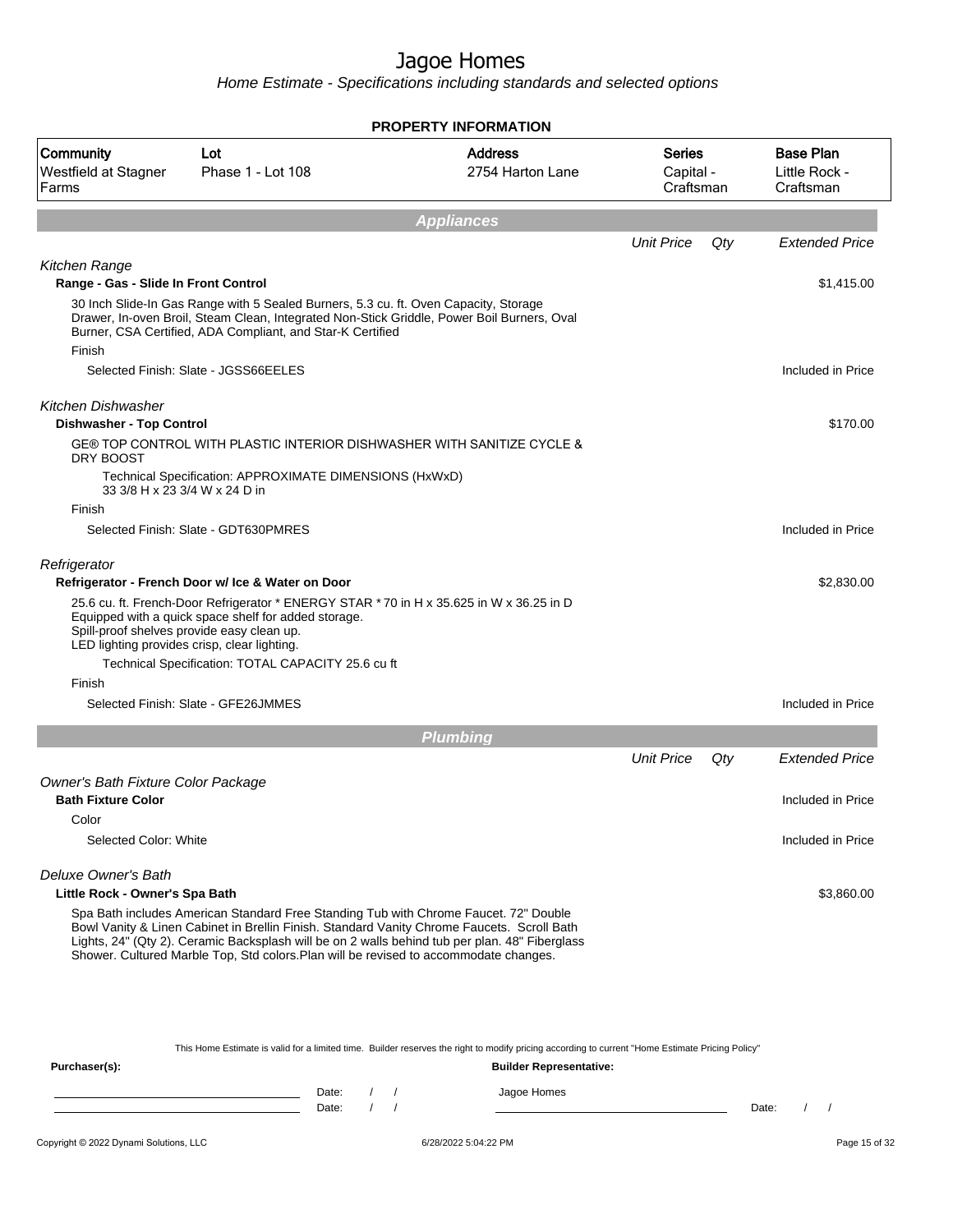# Jagoe Homes

*Home Estimate - Specifications including standards and selected options*

**PROPERTY INFORMATION**

| Community | Lot | Address | Series | Base Plan |
|---|---|---|---|---|
| Westfield at Stagner Farms | Phase 1 - Lot 108 | 2754 Harton Lane | Capital - Craftsman | Little Rock - Craftsman |

## Appliances

| | Unit Price | Qty | Extended Price |
|---|---|---|---|
| *Kitchen Range* | | | |
| **Range - Gas - Slide In Front Control** | | | $1,415.00 |
| 30 Inch Slide-In Gas Range with 5 Sealed Burners, 5.3 cu. ft. Oven Capacity, Storage Drawer, In-oven Broil, Steam Clean, Integrated Non-Stick Griddle, Power Boil Burners, Oval Burner, CSA Certified, ADA Compliant, and Star-K Certified | | | |
| Finish | | | |
| Selected Finish: Slate - JGSS66EELES | | | Included in Price |
| *Kitchen Dishwasher* | | | |
| **Dishwasher - Top Control** | | | $170.00 |
| GE® TOP CONTROL WITH PLASTIC INTERIOR DISHWASHER WITH SANITIZE CYCLE & DRY BOOST | | | |
| Technical Specification: APPROXIMATE DIMENSIONS (HxWxD) 33 3/8 H x 23 3/4 W x 24 D in | | | |
| Finish | | | |
| Selected Finish: Slate - GDT630PMRES | | | Included in Price |
| *Refrigerator* | | | |
| **Refrigerator - French Door w/ Ice & Water on Door** | | | $2,830.00 |
| 25.6 cu. ft. French-Door Refrigerator * ENERGY STAR * 70 in H x 35.625 in W x 36.25 in D Equipped with a quick space shelf for added storage. Spill-proof shelves provide easy clean up. LED lighting provides crisp, clear lighting. | | | |
| Technical Specification: TOTAL CAPACITY 25.6 cu ft | | | |
| Finish | | | |
| Selected Finish: Slate - GFE26JMMES | | | Included in Price |

## Plumbing

| | Unit Price | Qty | Extended Price |
|---|---|---|---|
| *Owner's Bath Fixture Color Package* | | | |
| **Bath Fixture Color** | | | Included in Price |
| Color | | | |
| Selected Color: White | | | Included in Price |
| *Deluxe Owner's Bath* | | | |
| **Little Rock - Owner's Spa Bath** | | | $3,860.00 |
| Spa Bath includes American Standard Free Standing Tub with Chrome Faucet. 72" Double Bowl Vanity & Linen Cabinet in Brellin Finish. Standard Vanity Chrome Faucets. Scroll Bath Lights, 24" (Qty 2). Ceramic Backsplash will be on 2 walls behind tub per plan. 48" Fiberglass Shower. Cultured Marble Top, Std colors.Plan will be revised to accommodate changes. | | | |

This Home Estimate is valid for a limited time. Builder reserves the right to modify pricing according to current "Home Estimate Pricing Policy"

**Purchaser(s):** **Builder Representative:**

Date: / / Jagoe Homes

Date: / / Date: / /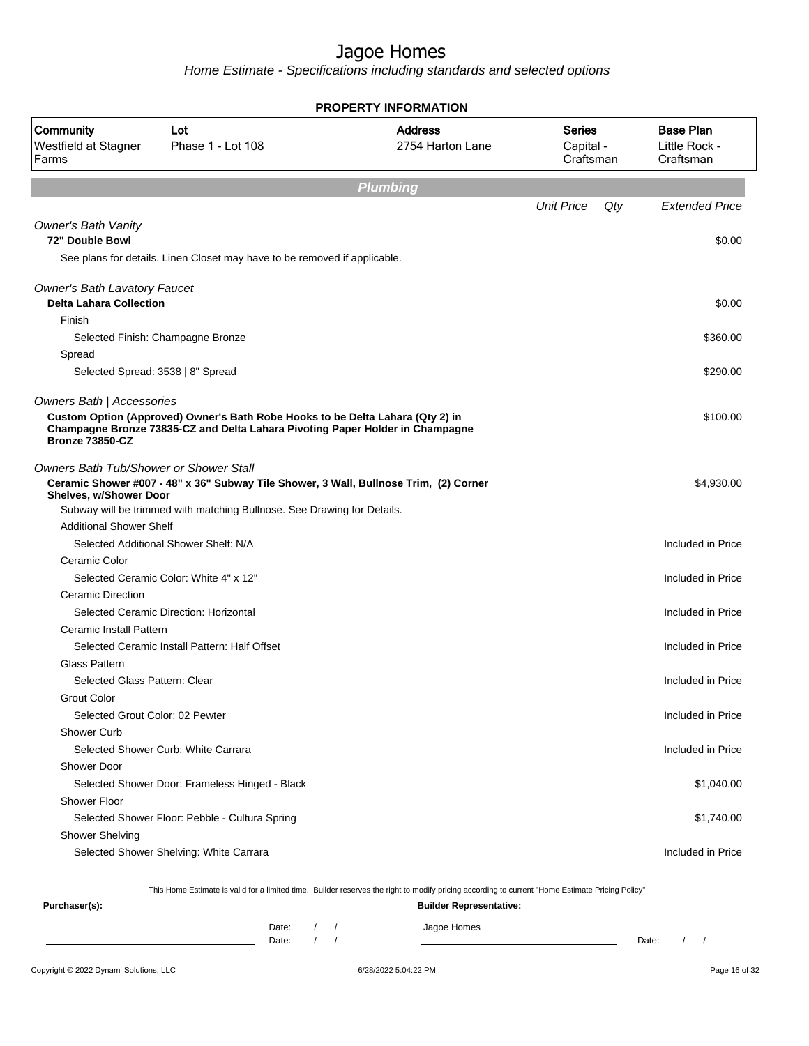# Jagoe Homes

*Home Estimate - Specifications including standards and selected options*

**PROPERTY INFORMATION**

| Community | Lot | Address | Series | Base Plan |
|---|---|---|---|---|
| Westfield at Stagner Farms | Phase 1 - Lot 108 | 2754 Harton Lane | Capital - Craftsman | Little Rock - Craftsman |

## Plumbing

| | Unit Price | Qty | Extended Price |
|---|---|---|---|
| *Owner's Bath Vanity* | | | |
| **72" Double Bowl** | | | $0.00 |
| See plans for details. Linen Closet may have to be removed if applicable. | | | |
| *Owner's Bath Lavatory Faucet* | | | |
| **Delta Lahara Collection** | | | $0.00 |
| Finish | | | |
| Selected Finish: Champagne Bronze | | | $360.00 |
| Spread | | | |
| Selected Spread: 3538 \| 8" Spread | | | $290.00 |
| *Owners Bath \| Accessories* | | | |
| **Custom Option (Approved) Owner's Bath Robe Hooks to be Delta Lahara (Qty 2) in Champagne Bronze 73835-CZ and Delta Lahara Pivoting Paper Holder in Champagne Bronze 73850-CZ** | | | $100.00 |
| *Owners Bath Tub/Shower or Shower Stall* | | | |
| **Ceramic Shower #007 - 48" x 36" Subway Tile Shower, 3 Wall, Bullnose Trim, (2) Corner Shelves, w/Shower Door** | | | $4,930.00 |
| Subway will be trimmed with matching Bullnose. See Drawing for Details. | | | |
| Additional Shower Shelf | | | |
| Selected Additional Shower Shelf: N/A | | | Included in Price |
| Ceramic Color | | | |
| Selected Ceramic Color: White 4" x 12" | | | Included in Price |
| Ceramic Direction | | | |
| Selected Ceramic Direction: Horizontal | | | Included in Price |
| Ceramic Install Pattern | | | |
| Selected Ceramic Install Pattern: Half Offset | | | Included in Price |
| Glass Pattern | | | |
| Selected Glass Pattern: Clear | | | Included in Price |
| Grout Color | | | |
| Selected Grout Color: 02 Pewter | | | Included in Price |
| Shower Curb | | | |
| Selected Shower Curb: White Carrara | | | Included in Price |
| Shower Door | | | |
| Selected Shower Door: Frameless Hinged - Black | | | $1,040.00 |
| Shower Floor | | | |
| Selected Shower Floor: Pebble - Cultura Spring | | | $1,740.00 |
| Shower Shelving | | | |
| Selected Shower Shelving: White Carrara | | | Included in Price |

This Home Estimate is valid for a limited time. Builder reserves the right to modify pricing according to current "Home Estimate Pricing Policy"

**Purchaser(s):**

Date: / /

Date: / /

**Builder Representative:**

Jagoe Homes

Date: / /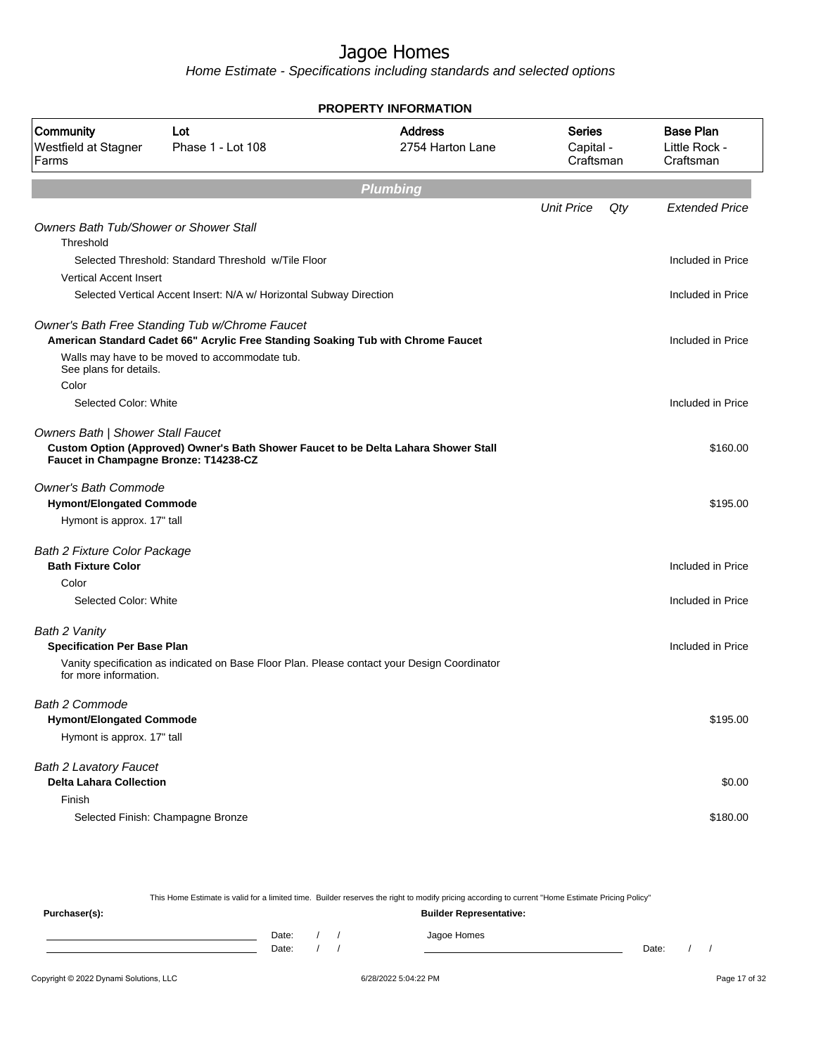# Jagoe Homes

*Home Estimate - Specifications including standards and selected options*

**PROPERTY INFORMATION**

| Community | Lot | Address | Series | Base Plan |
|---|---|---|---|---|
| Westfield at Stagner Farms | Phase 1 - Lot 108 | 2754 Harton Lane | Capital - Craftsman | Little Rock - Craftsman |

## Plumbing

| | Unit Price | Qty | Extended Price |
|---|---|---|---|
| *Owners Bath Tub/Shower or Shower Stall* | | | |
| Threshold | | | |
| Selected Threshold: Standard Threshold w/Tile Floor | | | Included in Price |
| Vertical Accent Insert | | | |
| Selected Vertical Accent Insert: N/A w/ Horizontal Subway Direction | | | Included in Price |
| *Owner's Bath Free Standing Tub w/Chrome Faucet* | | | |
| **American Standard Cadet 66" Acrylic Free Standing Soaking Tub with Chrome Faucet** | | | Included in Price |
| Walls may have to be moved to accommodate tub. See plans for details. | | | |
| Color | | | |
| Selected Color: White | | | Included in Price |
| *Owners Bath \| Shower Stall Faucet* | | | |
| **Custom Option (Approved) Owner's Bath Shower Faucet to be Delta Lahara Shower Stall Faucet in Champagne Bronze: T14238-CZ** | | | $160.00 |
| *Owner's Bath Commode* | | | |
| **Hymont/Elongated Commode** | | | $195.00 |
| Hymont is approx. 17" tall | | | |
| *Bath 2 Fixture Color Package* | | | |
| **Bath Fixture Color** | | | Included in Price |
| Color | | | |
| Selected Color: White | | | Included in Price |
| *Bath 2 Vanity* | | | |
| **Specification Per Base Plan** | | | Included in Price |
| Vanity specification as indicated on Base Floor Plan. Please contact your Design Coordinator for more information. | | | |
| *Bath 2 Commode* | | | |
| **Hymont/Elongated Commode** | | | $195.00 |
| Hymont is approx. 17" tall | | | |
| *Bath 2 Lavatory Faucet* | | | |
| **Delta Lahara Collection** | | | $0.00 |
| Finish | | | |
| Selected Finish: Champagne Bronze | | | $180.00 |

This Home Estimate is valid for a limited time. Builder reserves the right to modify pricing according to current "Home Estimate Pricing Policy"

**Purchaser(s):**

Date: / /

Date: / /

**Builder Representative:**

Jagoe Homes

Date: / /

Copyright © 2022 Dynami Solutions, LLC — 6/28/2022 5:04:22 PM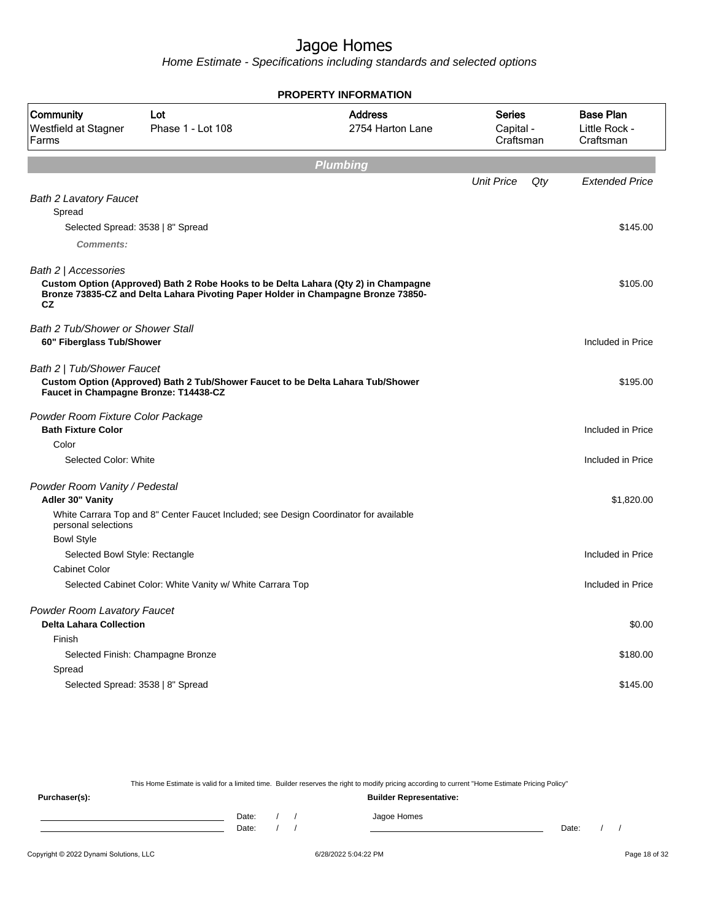# Jagoe Homes

*Home Estimate - Specifications including standards and selected options*

**PROPERTY INFORMATION**

| Community | Lot | Address | Series | Base Plan |
|---|---|---|---|---|
| Westfield at Stagner Farms | Phase 1 - Lot 108 | 2754 Harton Lane | Capital - Craftsman | Little Rock - Craftsman |

## Plumbing

| | Unit Price | Qty | Extended Price |
|---|---|---|---|
| *Bath 2 Lavatory Faucet* | | | |
| Spread | | | |
| Selected Spread: 3538 \| 8" Spread | | | $145.00 |
| ***Comments:*** | | | |
| *Bath 2 \| Accessories* | | | |
| **Custom Option (Approved) Bath 2 Robe Hooks to be Delta Lahara (Qty 2) in Champagne Bronze 73835-CZ and Delta Lahara Pivoting Paper Holder in Champagne Bronze 73850-CZ** | | | $105.00 |
| *Bath 2 Tub/Shower or Shower Stall* | | | |
| **60" Fiberglass Tub/Shower** | | | Included in Price |
| *Bath 2 \| Tub/Shower Faucet* | | | |
| **Custom Option (Approved) Bath 2 Tub/Shower Faucet to be Delta Lahara Tub/Shower Faucet in Champagne Bronze: T14438-CZ** | | | $195.00 |
| *Powder Room Fixture Color Package* | | | |
| **Bath Fixture Color** | | | Included in Price |
| Color | | | |
| Selected Color: White | | | Included in Price |
| *Powder Room Vanity / Pedestal* | | | |
| **Adler 30" Vanity** | | | $1,820.00 |
| White Carrara Top and 8" Center Faucet Included; see Design Coordinator for available personal selections | | | |
| Bowl Style | | | |
| Selected Bowl Style: Rectangle | | | Included in Price |
| Cabinet Color | | | |
| Selected Cabinet Color: White Vanity w/ White Carrara Top | | | Included in Price |
| *Powder Room Lavatory Faucet* | | | |
| **Delta Lahara Collection** | | | $0.00 |
| Finish | | | |
| Selected Finish: Champagne Bronze | | | $180.00 |
| Spread | | | |
| Selected Spread: 3538 \| 8" Spread | | | $145.00 |

This Home Estimate is valid for a limited time. Builder reserves the right to modify pricing according to current "Home Estimate Pricing Policy"

**Purchaser(s):**

Date: / /

Date: / /

**Builder Representative:**

Jagoe Homes

Date: / /

Copyright © 2022 Dynami Solutions, LLC — 6/28/2022 5:04:22 PM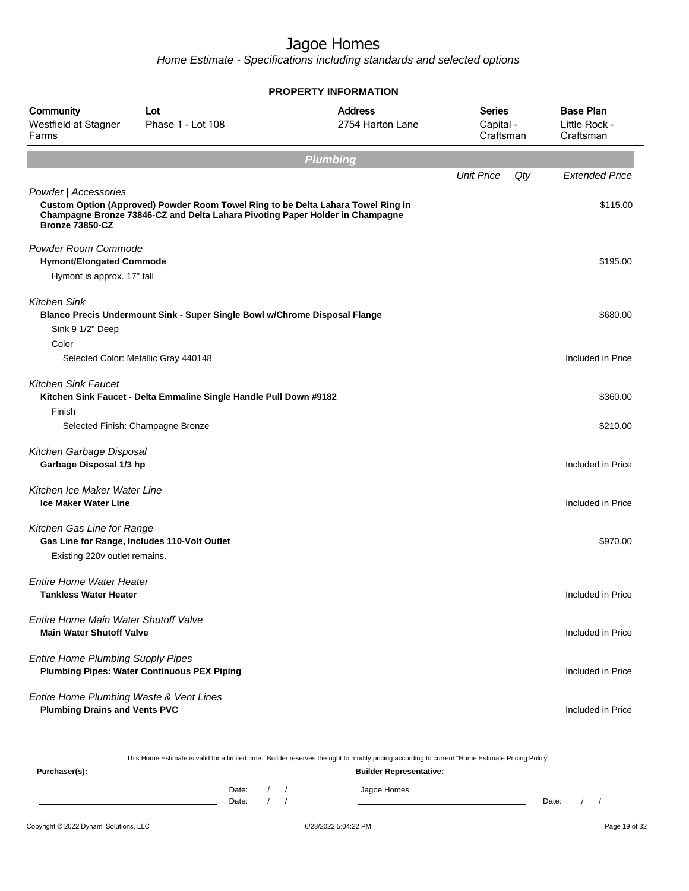# Jagoe Homes

Home Estimate - Specifications including standards and selected options

## PROPERTY INFORMATION

| Community | Lot | Address | Series | Base Plan |
|---|---|---|---|---|
| Westfield at Stagner Farms | Phase 1 - Lot 108 | 2754 Harton Lane | Capital - Craftsman | Little Rock - Craftsman |

## Plumbing

| | Unit Price | Qty | Extended Price |
|---|---|---|---|
| *Powder \| Accessories* | | | |
| **Custom Option (Approved) Powder Room Towel Ring to be Delta Lahara Towel Ring in Champagne Bronze 73846-CZ and Delta Lahara Pivoting Paper Holder in Champagne Bronze 73850-CZ** | | | $115.00 |
| *Powder Room Commode* | | | |
| **Hymont/Elongated Commode** | | | $195.00 |
| Hymont is approx. 17" tall | | | |
| *Kitchen Sink* | | | |
| **Blanco Precis Undermount Sink - Super Single Bowl w/Chrome Disposal Flange** | | | $680.00 |
| Sink 9 1/2" Deep | | | |
| Color | | | |
| Selected Color: Metallic Gray 440148 | | | Included in Price |
| *Kitchen Sink Faucet* | | | |
| **Kitchen Sink Faucet - Delta Emmaline Single Handle Pull Down #9182** | | | $360.00 |
| Finish | | | |
| Selected Finish: Champagne Bronze | | | $210.00 |
| *Kitchen Garbage Disposal* | | | |
| **Garbage Disposal 1/3 hp** | | | Included in Price |
| *Kitchen Ice Maker Water Line* | | | |
| **Ice Maker Water Line** | | | Included in Price |
| *Kitchen Gas Line for Range* | | | |
| **Gas Line for Range, Includes 110-Volt Outlet** | | | $970.00 |
| Existing 220v outlet remains. | | | |
| *Entire Home Water Heater* | | | |
| **Tankless Water Heater** | | | Included in Price |
| *Entire Home Main Water Shutoff Valve* | | | |
| **Main Water Shutoff Valve** | | | Included in Price |
| *Entire Home Plumbing Supply Pipes* | | | |
| **Plumbing Pipes: Water Continuous PEX Piping** | | | Included in Price |
| *Entire Home Plumbing Waste & Vent Lines* | | | |
| **Plumbing Drains and Vents PVC** | | | Included in Price |

This Home Estimate is valid for a limited time. Builder reserves the right to modify pricing according to current "Home Estimate Pricing Policy"

**Purchaser(s):** Date: / / Date: / /

**Builder Representative:** Jagoe Homes Date: / /

Copyright © 2022 Dynami Solutions, LLC 6/28/2022 5:04:22 PM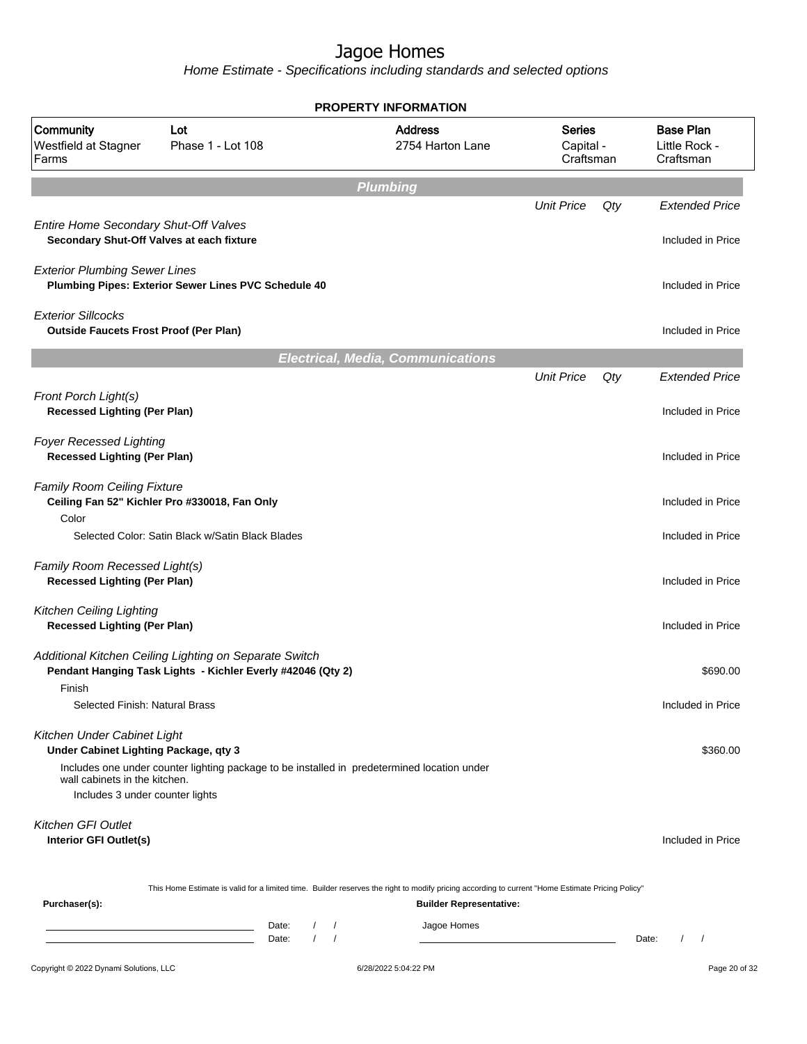# Jagoe Homes

*Home Estimate - Specifications including standards and selected options*

**PROPERTY INFORMATION**

| Community | Lot | Address | Series | Base Plan |
|---|---|---|---|---|
| Westfield at Stagner Farms | Phase 1 - Lot 108 | 2754 Harton Lane | Capital - Craftsman | Little Rock - Craftsman |

## Plumbing

| | Unit Price | Qty | Extended Price |
|---|---|---|---|
| *Entire Home Secondary Shut-Off Valves* | | | |
| **Secondary Shut-Off Valves at each fixture** | | | Included in Price |
| *Exterior Plumbing Sewer Lines* | | | |
| **Plumbing Pipes: Exterior Sewer Lines PVC Schedule 40** | | | Included in Price |
| *Exterior Sillcocks* | | | |
| **Outside Faucets Frost Proof (Per Plan)** | | | Included in Price |

## Electrical, Media, Communications

| | Unit Price | Qty | Extended Price |
|---|---|---|---|
| *Front Porch Light(s)* | | | |
| **Recessed Lighting (Per Plan)** | | | Included in Price |
| *Foyer Recessed Lighting* | | | |
| **Recessed Lighting (Per Plan)** | | | Included in Price |
| *Family Room Ceiling Fixture* | | | |
| **Ceiling Fan 52" Kichler Pro #330018, Fan Only** | | | Included in Price |
| Color | | | |
| Selected Color: Satin Black w/Satin Black Blades | | | Included in Price |
| *Family Room Recessed Light(s)* | | | |
| **Recessed Lighting (Per Plan)** | | | Included in Price |
| *Kitchen Ceiling Lighting* | | | |
| **Recessed Lighting (Per Plan)** | | | Included in Price |
| *Additional Kitchen Ceiling Lighting on Separate Switch* | | | |
| **Pendant Hanging Task Lights - Kichler Everly #42046 (Qty 2)** | | | $690.00 |
| Finish | | | |
| Selected Finish: Natural Brass | | | Included in Price |
| *Kitchen Under Cabinet Light* | | | |
| **Under Cabinet Lighting Package, qty 3** | | | $360.00 |
| Includes one under counter lighting package to be installed in predetermined location under wall cabinets in the kitchen. Includes 3 under counter lights | | | |
| *Kitchen GFI Outlet* | | | |
| **Interior GFI Outlet(s)** | | | Included in Price |

This Home Estimate is valid for a limited time. Builder reserves the right to modify pricing according to current "Home Estimate Pricing Policy"

**Purchaser(s):**

______________________ Date: / /

______________________ Date: / /

**Builder Representative:**

Jagoe Homes

______________________ Date: / /

Copyright © 2022 Dynami Solutions, LLC — 6/28/2022 5:04:22 PM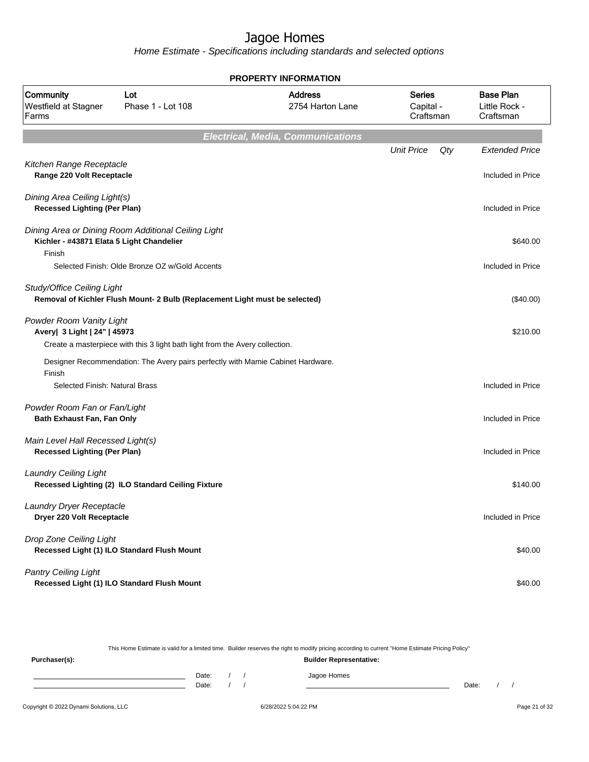# Jagoe Homes

Home Estimate - Specifications including standards and selected options

**PROPERTY INFORMATION**

| Community | Lot | Address | Series | Base Plan |
|---|---|---|---|---|
| Westfield at Stagner Farms | Phase 1 - Lot 108 | 2754 Harton Lane | Capital - Craftsman | Little Rock - Craftsman |

## Electrical, Media, Communications

| | Unit Price | Qty | Extended Price |
|---|---|---|---|
| *Kitchen Range Receptacle* | | | |
| **Range 220 Volt Receptacle** | | | Included in Price |
| *Dining Area Ceiling Light(s)* | | | |
| **Recessed Lighting (Per Plan)** | | | Included in Price |
| *Dining Area or Dining Room Additional Ceiling Light* | | | |
| **Kichler - #43871 Elata 5 Light Chandelier** | | | $640.00 |
| Finish | | | |
| Selected Finish: Olde Bronze OZ w/Gold Accents | | | Included in Price |
| *Study/Office Ceiling Light* | | | |
| **Removal of Kichler Flush Mount- 2 Bulb (Replacement Light must be selected)** | | | ($40.00) |
| *Powder Room Vanity Light* | | | |
| **Avery\| 3 Light \| 24" \| 45973** | | | $210.00 |
| Create a masterpiece with this 3 light bath light from the Avery collection. | | | |
| Designer Recommendation: The Avery pairs perfectly with Mamie Cabinet Hardware. | | | |
| Finish | | | |
| Selected Finish: Natural Brass | | | Included in Price |
| *Powder Room Fan or Fan/Light* | | | |
| **Bath Exhaust Fan, Fan Only** | | | Included in Price |
| *Main Level Hall Recessed Light(s)* | | | |
| **Recessed Lighting (Per Plan)** | | | Included in Price |
| *Laundry Ceiling Light* | | | |
| **Recessed Lighting (2) ILO Standard Ceiling Fixture** | | | $140.00 |
| *Laundry Dryer Receptacle* | | | |
| **Dryer 220 Volt Receptacle** | | | Included in Price |
| *Drop Zone Ceiling Light* | | | |
| **Recessed Light (1) ILO Standard Flush Mount** | | | $40.00 |
| *Pantry Ceiling Light* | | | |
| **Recessed Light (1) ILO Standard Flush Mount** | | | $40.00 |

This Home Estimate is valid for a limited time. Builder reserves the right to modify pricing according to current "Home Estimate Pricing Policy"

**Purchaser(s):**

Date: / /

Date: / /

**Builder Representative:**

Jagoe Homes

Date: / /

Copyright © 2022 Dynami Solutions, LLC — 6/28/2022 5:04:22 PM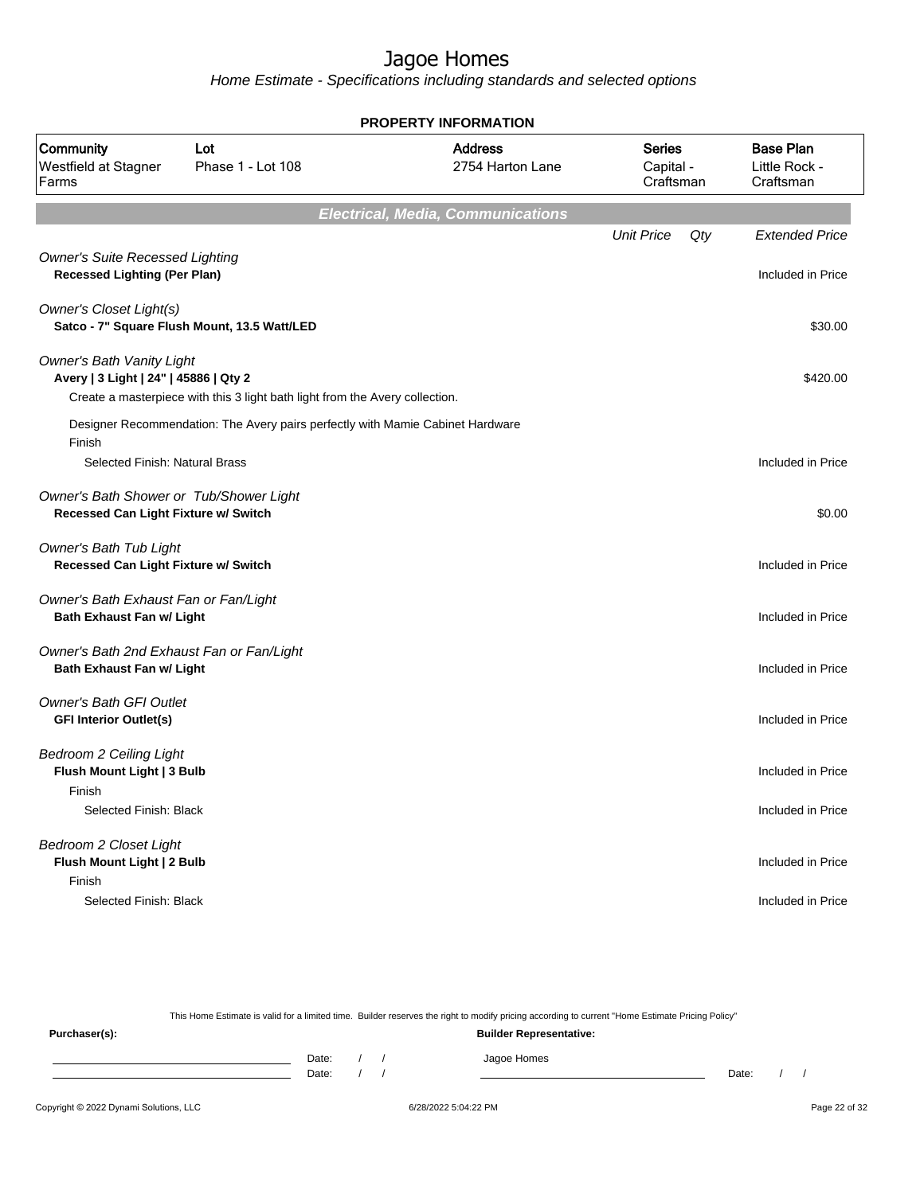# Jagoe Homes

*Home Estimate - Specifications including standards and selected options*

**PROPERTY INFORMATION**

| Community | Lot | Address | Series | Base Plan |
|---|---|---|---|---|
| Westfield at Stagner Farms | Phase 1 - Lot 108 | 2754 Harton Lane | Capital - Craftsman | Little Rock - Craftsman |

## *Electrical, Media, Communications*

| | Unit Price | Qty | Extended Price |
|---|---|---|---|
| *Owner's Suite Recessed Lighting* | | | |
| **Recessed Lighting (Per Plan)** | | | Included in Price |
| *Owner's Closet Light(s)* | | | |
| **Satco - 7" Square Flush Mount, 13.5 Watt/LED** | | | $30.00 |
| *Owner's Bath Vanity Light* | | | |
| **Avery \| 3 Light \| 24" \| 45886 \| Qty 2** | | | $420.00 |
| Create a masterpiece with this 3 light bath light from the Avery collection. | | | |
| Designer Recommendation: The Avery pairs perfectly with Mamie Cabinet Hardware | | | |
| Finish | | | |
| Selected Finish: Natural Brass | | | Included in Price |
| *Owner's Bath Shower or Tub/Shower Light* | | | |
| **Recessed Can Light Fixture w/ Switch** | | | $0.00 |
| *Owner's Bath Tub Light* | | | |
| **Recessed Can Light Fixture w/ Switch** | | | Included in Price |
| *Owner's Bath Exhaust Fan or Fan/Light* | | | |
| **Bath Exhaust Fan w/ Light** | | | Included in Price |
| *Owner's Bath 2nd Exhaust Fan or Fan/Light* | | | |
| **Bath Exhaust Fan w/ Light** | | | Included in Price |
| *Owner's Bath GFI Outlet* | | | |
| **GFI Interior Outlet(s)** | | | Included in Price |
| *Bedroom 2 Ceiling Light* | | | |
| **Flush Mount Light \| 3 Bulb** | | | Included in Price |
| Finish | | | |
| Selected Finish: Black | | | Included in Price |
| *Bedroom 2 Closet Light* | | | |
| **Flush Mount Light \| 2 Bulb** | | | Included in Price |
| Finish | | | |
| Selected Finish: Black | | | Included in Price |

This Home Estimate is valid for a limited time. Builder reserves the right to modify pricing according to current "Home Estimate Pricing Policy"

**Purchaser(s):**

Date: / /
Date: / /

**Builder Representative:**

Jagoe Homes

Date: / /

Copyright © 2022 Dynami Solutions, LLC — 6/28/2022 5:04:22 PM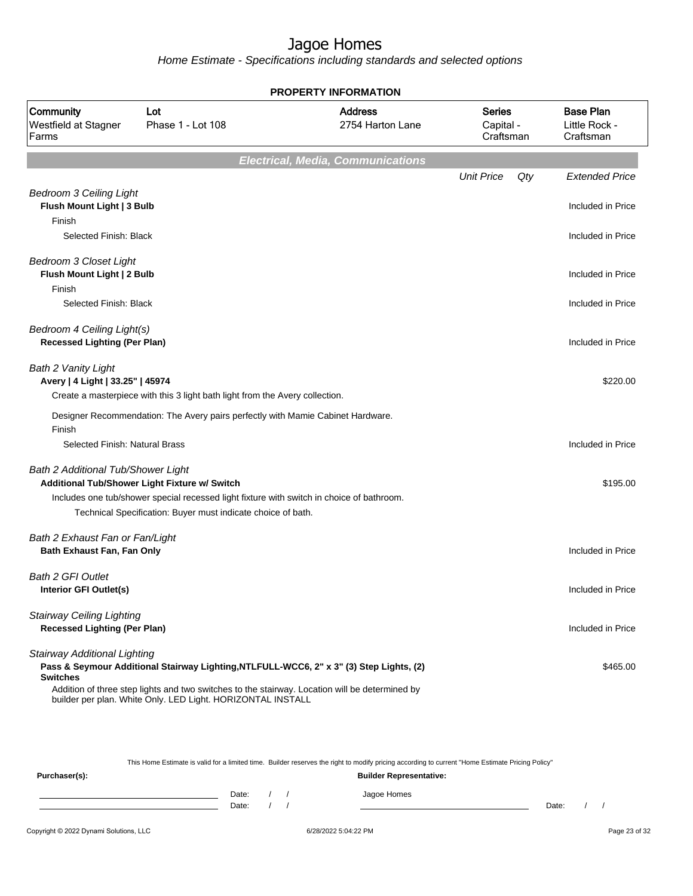# Jagoe Homes

*Home Estimate - Specifications including standards and selected options*

**PROPERTY INFORMATION**

| Community | Lot | Address | Series | Base Plan |
|---|---|---|---|---|
| Westfield at Stagner Farms | Phase 1 - Lot 108 | 2754 Harton Lane | Capital - Craftsman | Little Rock - Craftsman |

## Electrical, Media, Communications

| | Unit Price | Qty | Extended Price |
|---|---|---|---|
| *Bedroom 3 Ceiling Light* | | | |
| **Flush Mount Light \| 3 Bulb** | | | Included in Price |
| Finish | | | |
| Selected Finish: Black | | | Included in Price |
| *Bedroom 3 Closet Light* | | | |
| **Flush Mount Light \| 2 Bulb** | | | Included in Price |
| Finish | | | |
| Selected Finish: Black | | | Included in Price |
| *Bedroom 4 Ceiling Light(s)* | | | |
| **Recessed Lighting (Per Plan)** | | | Included in Price |
| *Bath 2 Vanity Light* | | | |
| **Avery \| 4 Light \| 33.25" \| 45974** | | | $220.00 |
| Create a masterpiece with this 3 light bath light from the Avery collection. | | | |
| Designer Recommendation: The Avery pairs perfectly with Mamie Cabinet Hardware. | | | |
| Finish | | | |
| Selected Finish: Natural Brass | | | Included in Price |
| *Bath 2 Additional Tub/Shower Light* | | | |
| **Additional Tub/Shower Light Fixture w/ Switch** | | | $195.00 |
| Includes one tub/shower special recessed light fixture with switch in choice of bathroom. | | | |
| Technical Specification: Buyer must indicate choice of bath. | | | |
| *Bath 2 Exhaust Fan or Fan/Light* | | | |
| **Bath Exhaust Fan, Fan Only** | | | Included in Price |
| *Bath 2 GFI Outlet* | | | |
| **Interior GFI Outlet(s)** | | | Included in Price |
| *Stairway Ceiling Lighting* | | | |
| **Recessed Lighting (Per Plan)** | | | Included in Price |
| *Stairway Additional Lighting* | | | |
| **Pass & Seymour Additional Stairway Lighting,NTLFULL-WCC6, 2" x 3" (3) Step Lights, (2) Switches** | | | $465.00 |
| Addition of three step lights and two switches to the stairway. Location will be determined by builder per plan. White Only. LED Light. HORIZONTAL INSTALL | | | |

This Home Estimate is valid for a limited time. Builder reserves the right to modify pricing according to current "Home Estimate Pricing Policy"

**Purchaser(s):** Date: / / Date: / /

**Builder Representative:** Jagoe Homes Date: / /

Copyright © 2022 Dynami Solutions, LLC 6/28/2022 5:04:22 PM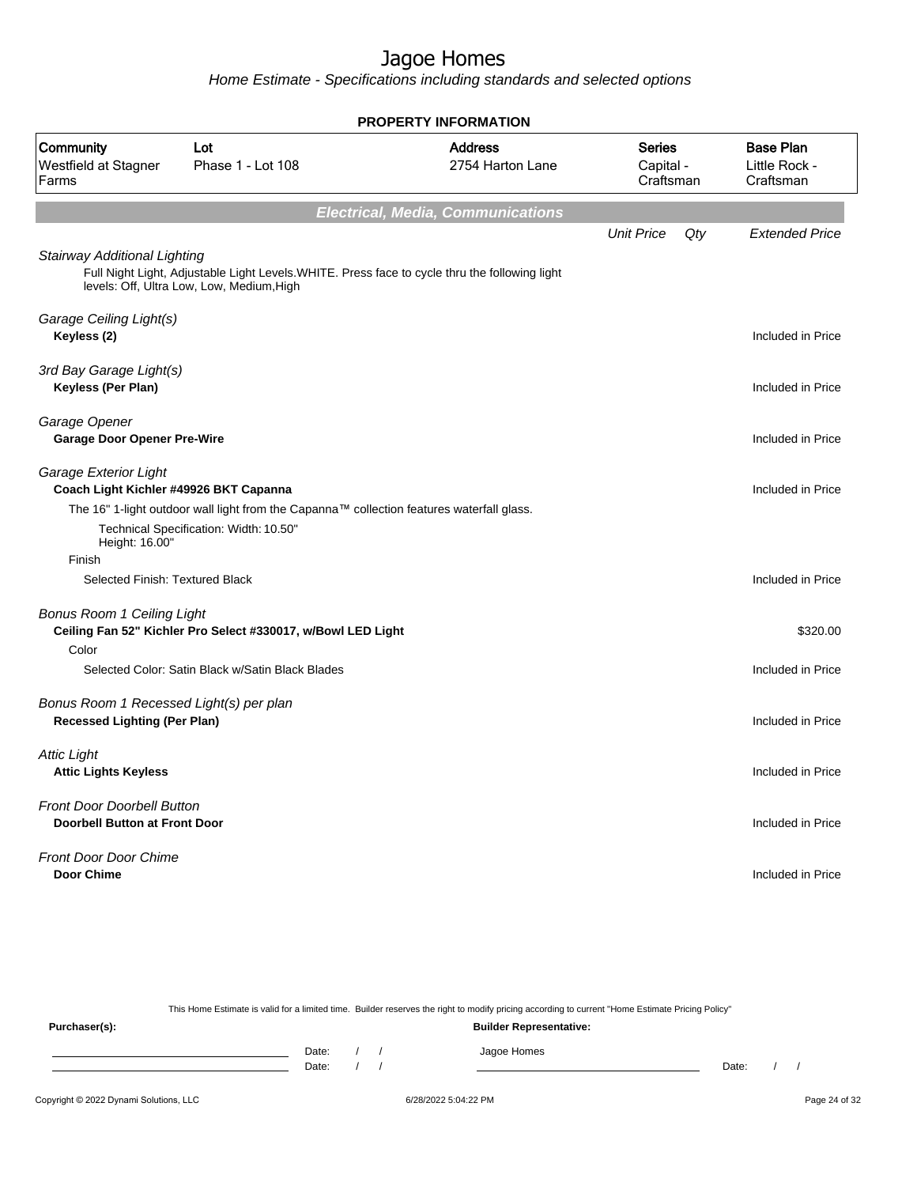# Jagoe Homes

*Home Estimate - Specifications including standards and selected options*

**PROPERTY INFORMATION**

| Community | Lot | Address | Series | Base Plan |
|---|---|---|---|---|
| Westfield at Stagner Farms | Phase 1 - Lot 108 | 2754 Harton Lane | Capital - Craftsman | Little Rock - Craftsman |

## Electrical, Media, Communications

| | Unit Price | Qty | Extended Price |
|---|---|---|---|
| *Stairway Additional Lighting* | | | |
| Full Night Light, Adjustable Light Levels.WHITE. Press face to cycle thru the following light levels: Off, Ultra Low, Low, Medium,High | | | |
| *Garage Ceiling Light(s)* | | | |
| **Keyless (2)** | | | Included in Price |
| *3rd Bay Garage Light(s)* | | | |
| **Keyless (Per Plan)** | | | Included in Price |
| *Garage Opener* | | | |
| **Garage Door Opener Pre-Wire** | | | Included in Price |
| *Garage Exterior Light* | | | |
| **Coach Light Kichler #49926 BKT Capanna** | | | Included in Price |
| The 16" 1-light outdoor wall light from the Capanna™ collection features waterfall glass. | | | |
| Technical Specification: Width: 10.50" Height: 16.00" | | | |
| Finish | | | |
| Selected Finish: Textured Black | | | Included in Price |
| *Bonus Room 1 Ceiling Light* | | | |
| **Ceiling Fan 52" Kichler Pro Select #330017, w/Bowl LED Light** | | | $320.00 |
| Color | | | |
| Selected Color: Satin Black w/Satin Black Blades | | | Included in Price |
| *Bonus Room 1 Recessed Light(s) per plan* | | | |
| **Recessed Lighting (Per Plan)** | | | Included in Price |
| *Attic Light* | | | |
| **Attic Lights Keyless** | | | Included in Price |
| *Front Door Doorbell Button* | | | |
| **Doorbell Button at Front Door** | | | Included in Price |
| *Front Door Door Chime* | | | |
| **Door Chime** | | | Included in Price |

This Home Estimate is valid for a limited time. Builder reserves the right to modify pricing according to current "Home Estimate Pricing Policy"

**Purchaser(s):** ______________________ Date: / / 
______________________ Date: / /

**Builder Representative:**
Jagoe Homes
______________________ Date: / /

Copyright © 2022 Dynami Solutions, LLC — 6/28/2022 5:04:22 PM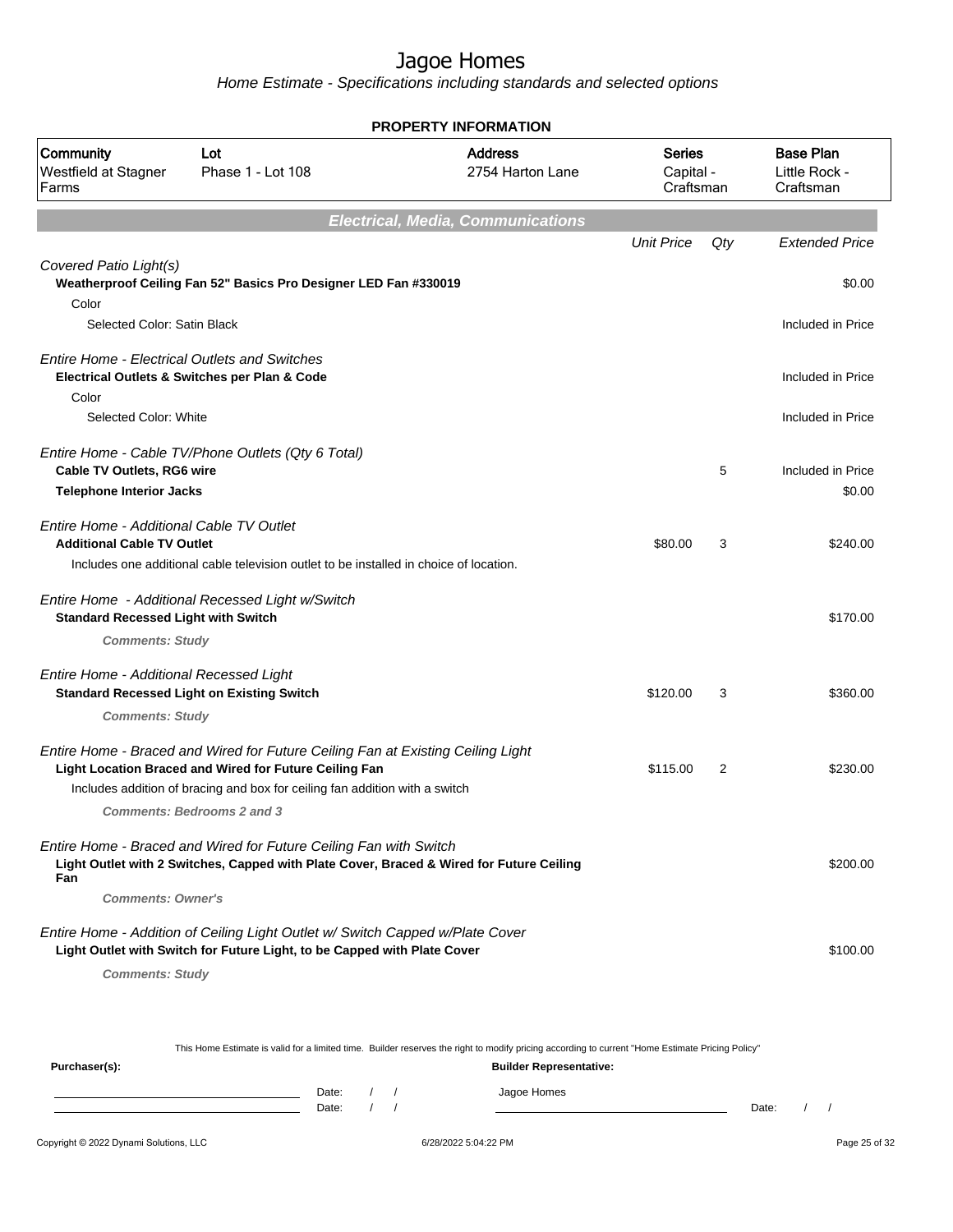# Jagoe Homes

*Home Estimate - Specifications including standards and selected options*

**PROPERTY INFORMATION**

| Community | Lot | Address | Series | Base Plan |
|---|---|---|---|---|
| Westfield at Stagner Farms | Phase 1 - Lot 108 | 2754 Harton Lane | Capital - Craftsman | Little Rock - Craftsman |

## Electrical, Media, Communications

| | Unit Price | Qty | Extended Price |
|---|---|---|---|
| *Covered Patio Light(s)* | | | |
| **Weatherproof Ceiling Fan 52" Basics Pro Designer LED Fan #330019** | | | $0.00 |
| Color | | | |
| Selected Color: Satin Black | | | Included in Price |
| *Entire Home - Electrical Outlets and Switches* | | | |
| **Electrical Outlets & Switches per Plan & Code** | | | Included in Price |
| Color | | | |
| Selected Color: White | | | Included in Price |
| *Entire Home - Cable TV/Phone Outlets (Qty 6 Total)* | | | |
| **Cable TV Outlets, RG6 wire** | | 5 | Included in Price |
| **Telephone Interior Jacks** | | | $0.00 |
| *Entire Home - Additional Cable TV Outlet* | | | |
| **Additional Cable TV Outlet** | $80.00 | 3 | $240.00 |
| Includes one additional cable television outlet to be installed in choice of location. | | | |
| *Entire Home - Additional Recessed Light w/Switch* | | | |
| **Standard Recessed Light with Switch** | | | $170.00 |
| ***Comments: Study*** | | | |
| *Entire Home - Additional Recessed Light* | | | |
| **Standard Recessed Light on Existing Switch** | $120.00 | 3 | $360.00 |
| ***Comments: Study*** | | | |
| *Entire Home - Braced and Wired for Future Ceiling Fan at Existing Ceiling Light* | | | |
| **Light Location Braced and Wired for Future Ceiling Fan** | $115.00 | 2 | $230.00 |
| Includes addition of bracing and box for ceiling fan addition with a switch | | | |
| ***Comments: Bedrooms 2 and 3*** | | | |
| *Entire Home - Braced and Wired for Future Ceiling Fan with Switch* | | | |
| **Light Outlet with 2 Switches, Capped with Plate Cover, Braced & Wired for Future Ceiling Fan** | | | $200.00 |
| ***Comments: Owner's*** | | | |
| *Entire Home - Addition of Ceiling Light Outlet w/ Switch Capped w/Plate Cover* | | | |
| **Light Outlet with Switch for Future Light, to be Capped with Plate Cover** | | | $100.00 |
| ***Comments: Study*** | | | |

This Home Estimate is valid for a limited time. Builder reserves the right to modify pricing according to current "Home Estimate Pricing Policy"

**Purchaser(s):**

Date: / /

Date: / /

**Builder Representative:**

Jagoe Homes

Date: / /

Copyright © 2022 Dynami Solutions, LLC — 6/28/2022 5:04:22 PM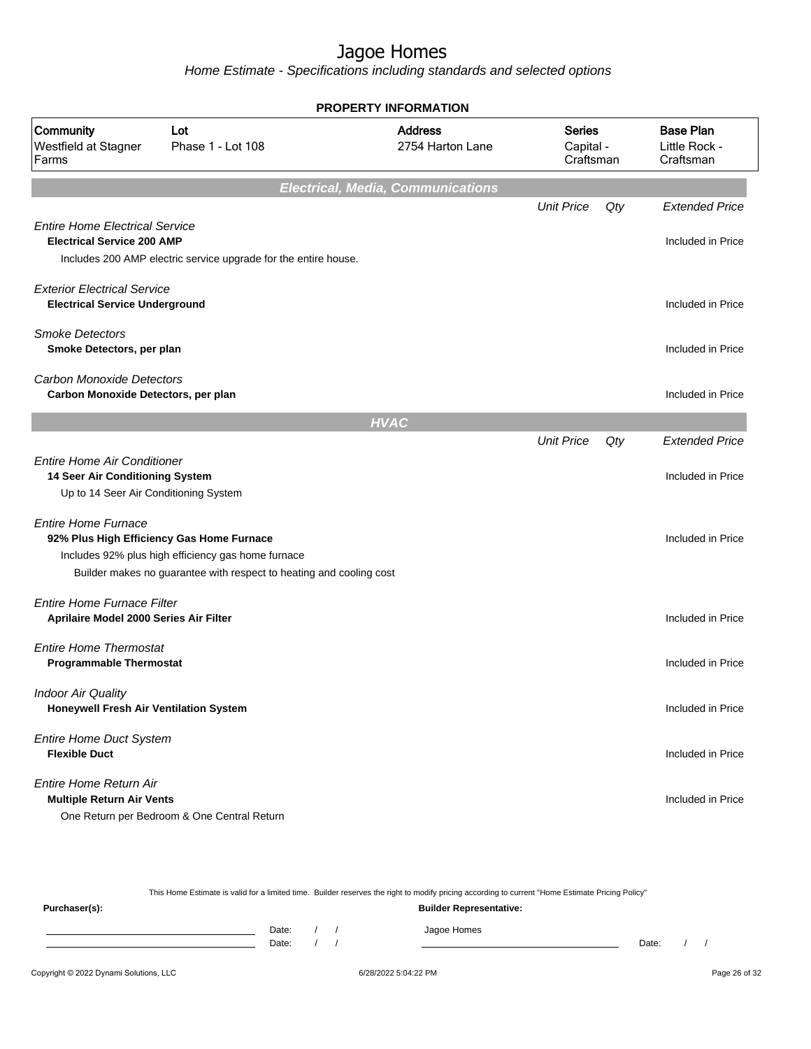# Jagoe Homes

*Home Estimate - Specifications including standards and selected options*

**PROPERTY INFORMATION**

| Community | Lot | Address | Series | Base Plan |
|---|---|---|---|---|
| Westfield at Stagner Farms | Phase 1 - Lot 108 | 2754 Harton Lane | Capital - Craftsman | Little Rock - Craftsman |

## Electrical, Media, Communications

| | Unit Price | Qty | Extended Price |
|---|---|---|---|
| *Entire Home Electrical Service* | | | |
| **Electrical Service 200 AMP** | | | Included in Price |
| Includes 200 AMP electric service upgrade for the entire house. | | | |
| *Exterior Electrical Service* | | | |
| **Electrical Service Underground** | | | Included in Price |
| *Smoke Detectors* | | | |
| **Smoke Detectors, per plan** | | | Included in Price |
| *Carbon Monoxide Detectors* | | | |
| **Carbon Monoxide Detectors, per plan** | | | Included in Price |

## HVAC

| | Unit Price | Qty | Extended Price |
|---|---|---|---|
| *Entire Home Air Conditioner* | | | |
| **14 Seer Air Conditioning System** | | | Included in Price |
| Up to 14 Seer Air Conditioning System | | | |
| *Entire Home Furnace* | | | |
| **92% Plus High Efficiency Gas Home Furnace** | | | Included in Price |
| Includes 92% plus high efficiency gas home furnace | | | |
| Builder makes no guarantee with respect to heating and cooling cost | | | |
| *Entire Home Furnace Filter* | | | |
| **Aprilaire Model 2000 Series Air Filter** | | | Included in Price |
| *Entire Home Thermostat* | | | |
| **Programmable Thermostat** | | | Included in Price |
| *Indoor Air Quality* | | | |
| **Honeywell Fresh Air Ventilation System** | | | Included in Price |
| *Entire Home Duct System* | | | |
| **Flexible Duct** | | | Included in Price |
| *Entire Home Return Air* | | | |
| **Multiple Return Air Vents** | | | Included in Price |
| One Return per Bedroom & One Central Return | | | |

This Home Estimate is valid for a limited time. Builder reserves the right to modify pricing according to current "Home Estimate Pricing Policy"

**Purchaser(s):** Date: / / Date: / /

**Builder Representative:** Jagoe Homes Date: / /

Copyright © 2022 Dynami Solutions, LLC 6/28/2022 5:04:22 PM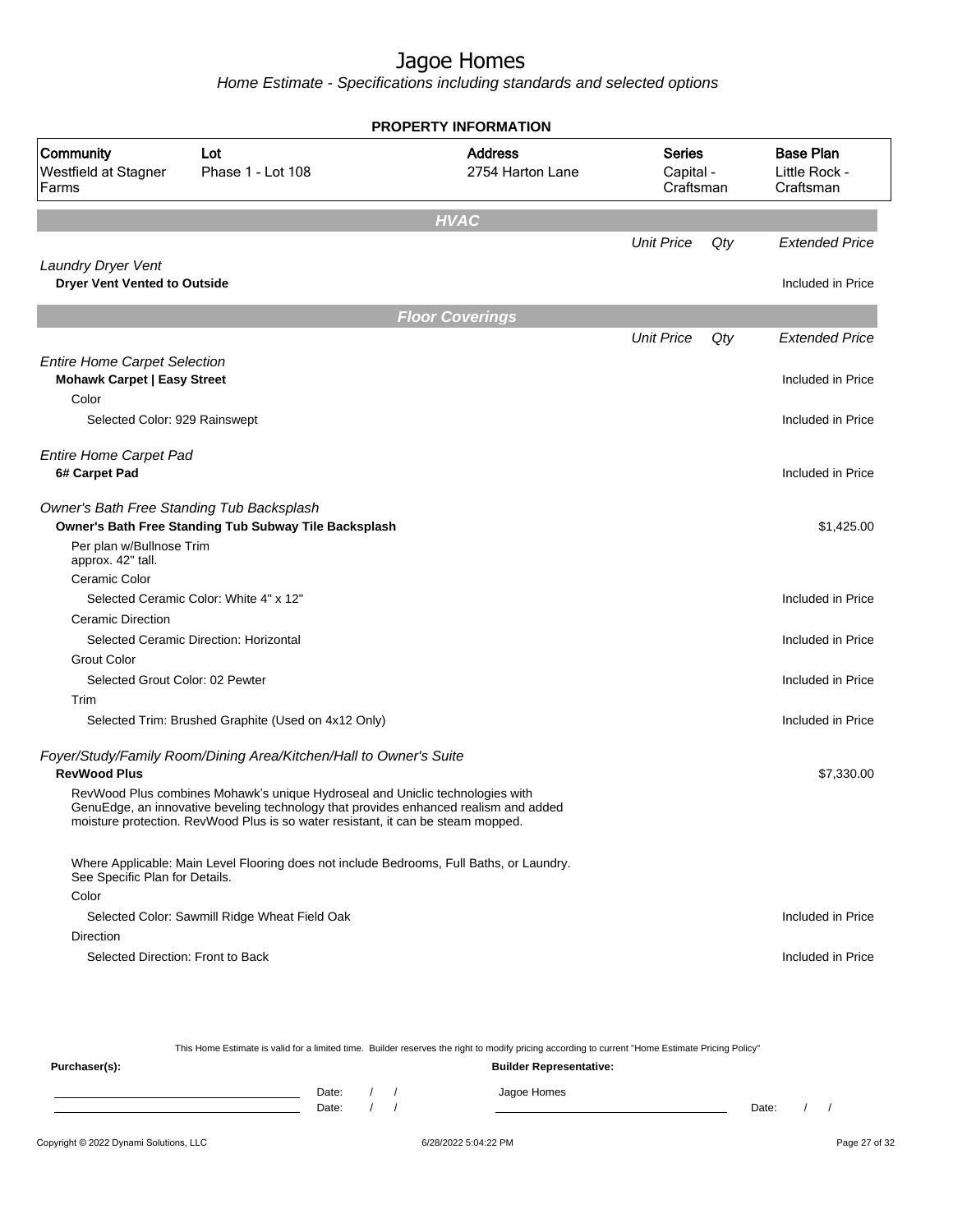# Jagoe Homes

*Home Estimate - Specifications including standards and selected options*

## PROPERTY INFORMATION

| Community | Lot | Address | Series | Base Plan |
|---|---|---|---|---|
| Westfield at Stagner Farms | Phase 1 - Lot 108 | 2754 Harton Lane | Capital - Craftsman | Little Rock - Craftsman |

## HVAC

| | Unit Price | Qty | Extended Price |
|---|---|---|---|
| *Laundry Dryer Vent* | | | |
| **Dryer Vent Vented to Outside** | | | Included in Price |

## Floor Coverings

| | Unit Price | Qty | Extended Price |
|---|---|---|---|
| *Entire Home Carpet Selection* | | | |
| **Mohawk Carpet \| Easy Street** | | | Included in Price |
| Color | | | |
| Selected Color: 929 Rainswept | | | Included in Price |
| *Entire Home Carpet Pad* | | | |
| **6# Carpet Pad** | | | Included in Price |
| *Owner's Bath Free Standing Tub Backsplash* | | | |
| **Owner's Bath Free Standing Tub Subway Tile Backsplash** | | | $1,425.00 |
| Per plan w/Bullnose Trim approx. 42" tall. | | | |
| Ceramic Color | | | |
| Selected Ceramic Color: White 4" x 12" | | | Included in Price |
| Ceramic Direction | | | |
| Selected Ceramic Direction: Horizontal | | | Included in Price |
| Grout Color | | | |
| Selected Grout Color: 02 Pewter | | | Included in Price |
| Trim | | | |
| Selected Trim: Brushed Graphite (Used on 4x12 Only) | | | Included in Price |
| *Foyer/Study/Family Room/Dining Area/Kitchen/Hall to Owner's Suite* | | | |
| **RevWood Plus** | | | $7,330.00 |
| RevWood Plus combines Mohawk's unique Hydroseal and Uniclic technologies with GenuEdge, an innovative beveling technology that provides enhanced realism and added moisture protection. RevWood Plus is so water resistant, it can be steam mopped. | | | |
| Where Applicable: Main Level Flooring does not include Bedrooms, Full Baths, or Laundry. See Specific Plan for Details. | | | |
| Color | | | |
| Selected Color: Sawmill Ridge Wheat Field Oak | | | Included in Price |
| Direction | | | |
| Selected Direction: Front to Back | | | Included in Price |

This Home Estimate is valid for a limited time. Builder reserves the right to modify pricing according to current "Home Estimate Pricing Policy"

**Purchaser(s):**

Date: / /

Date: / /

**Builder Representative:**

Jagoe Homes

Date: / /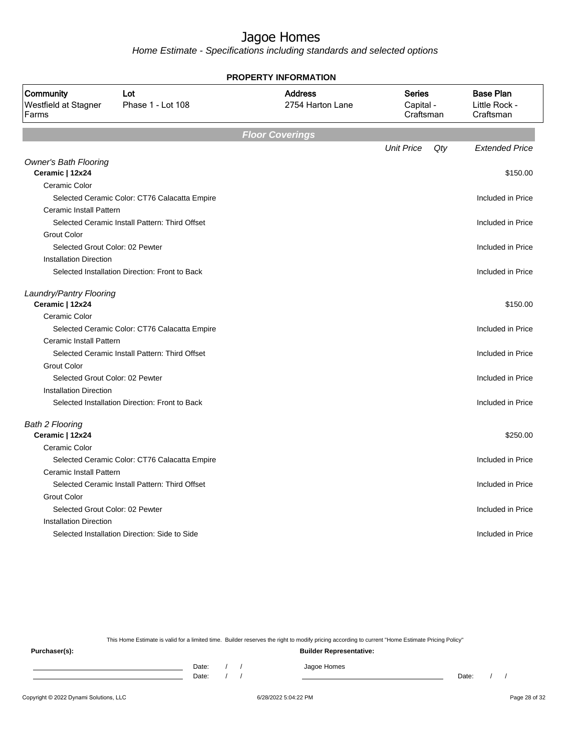# Jagoe Homes

*Home Estimate - Specifications including standards and selected options*

**PROPERTY INFORMATION**

| Community | Lot | Address | Series | Base Plan |
|---|---|---|---|---|
| Westfield at Stagner Farms | Phase 1 - Lot 108 | 2754 Harton Lane | Capital - Craftsman | Little Rock - Craftsman |

## Floor Coverings

| | Unit Price | Qty | Extended Price |
|---|---|---|---|
| *Owner's Bath Flooring* | | | |
| **Ceramic \| 12x24** | | | $150.00 |
| Ceramic Color | | | |
| Selected Ceramic Color: CT76 Calacatta Empire | | | Included in Price |
| Ceramic Install Pattern | | | |
| Selected Ceramic Install Pattern: Third Offset | | | Included in Price |
| Grout Color | | | |
| Selected Grout Color: 02 Pewter | | | Included in Price |
| Installation Direction | | | |
| Selected Installation Direction: Front to Back | | | Included in Price |
| *Laundry/Pantry Flooring* | | | |
| **Ceramic \| 12x24** | | | $150.00 |
| Ceramic Color | | | |
| Selected Ceramic Color: CT76 Calacatta Empire | | | Included in Price |
| Ceramic Install Pattern | | | |
| Selected Ceramic Install Pattern: Third Offset | | | Included in Price |
| Grout Color | | | |
| Selected Grout Color: 02 Pewter | | | Included in Price |
| Installation Direction | | | |
| Selected Installation Direction: Front to Back | | | Included in Price |
| *Bath 2 Flooring* | | | |
| **Ceramic \| 12x24** | | | $250.00 |
| Ceramic Color | | | |
| Selected Ceramic Color: CT76 Calacatta Empire | | | Included in Price |
| Ceramic Install Pattern | | | |
| Selected Ceramic Install Pattern: Third Offset | | | Included in Price |
| Grout Color | | | |
| Selected Grout Color: 02 Pewter | | | Included in Price |
| Installation Direction | | | |
| Selected Installation Direction: Side to Side | | | Included in Price |

This Home Estimate is valid for a limited time. Builder reserves the right to modify pricing according to current "Home Estimate Pricing Policy"

**Purchaser(s):**

Date: / /

Date: / /

**Builder Representative:**

Jagoe Homes

Date: / /

Copyright © 2022 Dynami Solutions, LLC    6/28/2022 5:04:22 PM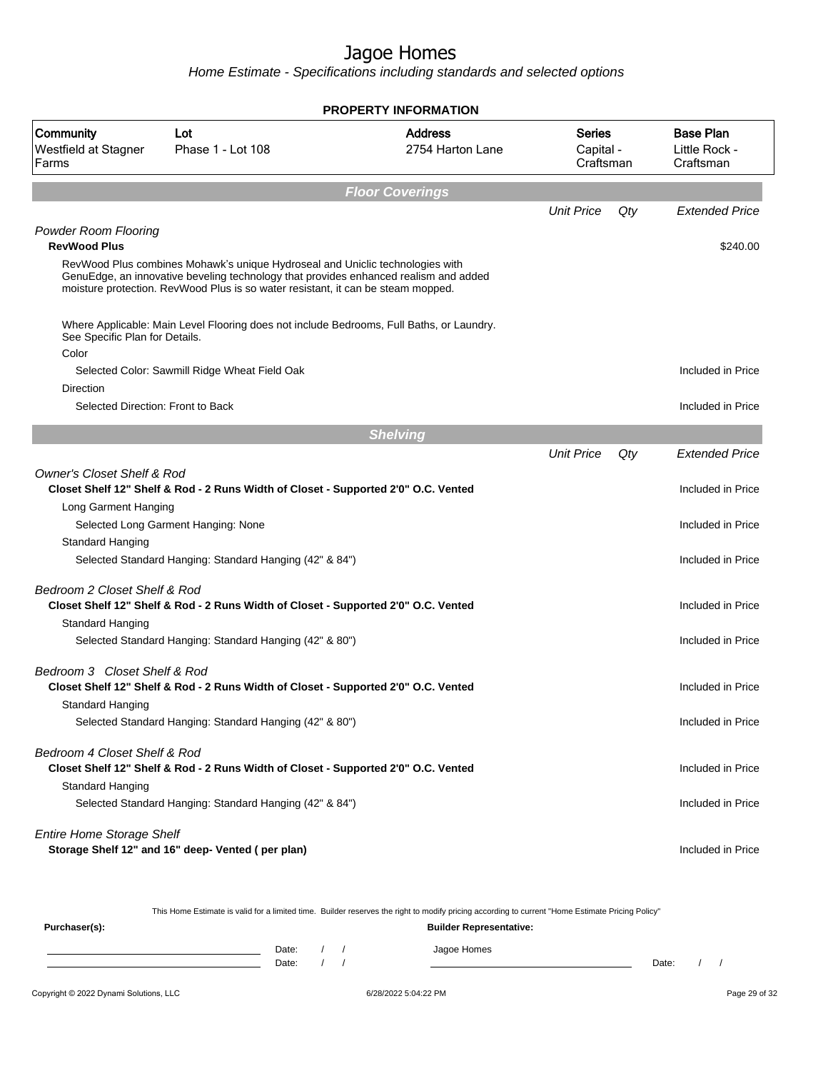# Jagoe Homes

*Home Estimate - Specifications including standards and selected options*

## PROPERTY INFORMATION

| Community | Lot | Address | Series | Base Plan |
|---|---|---|---|---|
| Westfield at Stagner Farms | Phase 1 - Lot 108 | 2754 Harton Lane | Capital - Craftsman | Little Rock - Craftsman |

## Floor Coverings

| | Unit Price | Qty | Extended Price |
|---|---|---|---|
| *Powder Room Flooring* | | | |
| **RevWood Plus** | | | $240.00 |
| RevWood Plus combines Mohawk's unique Hydroseal and Uniclic technologies with GenuEdge, an innovative beveling technology that provides enhanced realism and added moisture protection. RevWood Plus is so water resistant, it can be steam mopped. | | | |
| Where Applicable: Main Level Flooring does not include Bedrooms, Full Baths, or Laundry. See Specific Plan for Details. | | | |
| Color | | | |
| Selected Color: Sawmill Ridge Wheat Field Oak | | | Included in Price |
| Direction | | | |
| Selected Direction: Front to Back | | | Included in Price |

## Shelving

| | Unit Price | Qty | Extended Price |
|---|---|---|---|
| *Owner's Closet Shelf & Rod* | | | |
| **Closet Shelf 12" Shelf & Rod - 2 Runs Width of Closet - Supported 2'0" O.C. Vented** | | | Included in Price |
| Long Garment Hanging | | | |
| Selected Long Garment Hanging: None | | | Included in Price |
| Standard Hanging | | | |
| Selected Standard Hanging: Standard Hanging (42" & 84") | | | Included in Price |
| *Bedroom 2 Closet Shelf & Rod* | | | |
| **Closet Shelf 12" Shelf & Rod - 2 Runs Width of Closet - Supported 2'0" O.C. Vented** | | | Included in Price |
| Standard Hanging | | | |
| Selected Standard Hanging: Standard Hanging (42" & 80") | | | Included in Price |
| *Bedroom 3 Closet Shelf & Rod* | | | |
| **Closet Shelf 12" Shelf & Rod - 2 Runs Width of Closet - Supported 2'0" O.C. Vented** | | | Included in Price |
| Standard Hanging | | | |
| Selected Standard Hanging: Standard Hanging (42" & 80") | | | Included in Price |
| *Bedroom 4 Closet Shelf & Rod* | | | |
| **Closet Shelf 12" Shelf & Rod - 2 Runs Width of Closet - Supported 2'0" O.C. Vented** | | | Included in Price |
| Standard Hanging | | | |
| Selected Standard Hanging: Standard Hanging (42" & 84") | | | Included in Price |
| *Entire Home Storage Shelf* | | | |
| **Storage Shelf 12" and 16" deep- Vented ( per plan)** | | | Included in Price |

This Home Estimate is valid for a limited time. Builder reserves the right to modify pricing according to current "Home Estimate Pricing Policy"

**Purchaser(s):** 

Date: / /

Date: / /

**Builder Representative:**

Jagoe Homes

Date: / /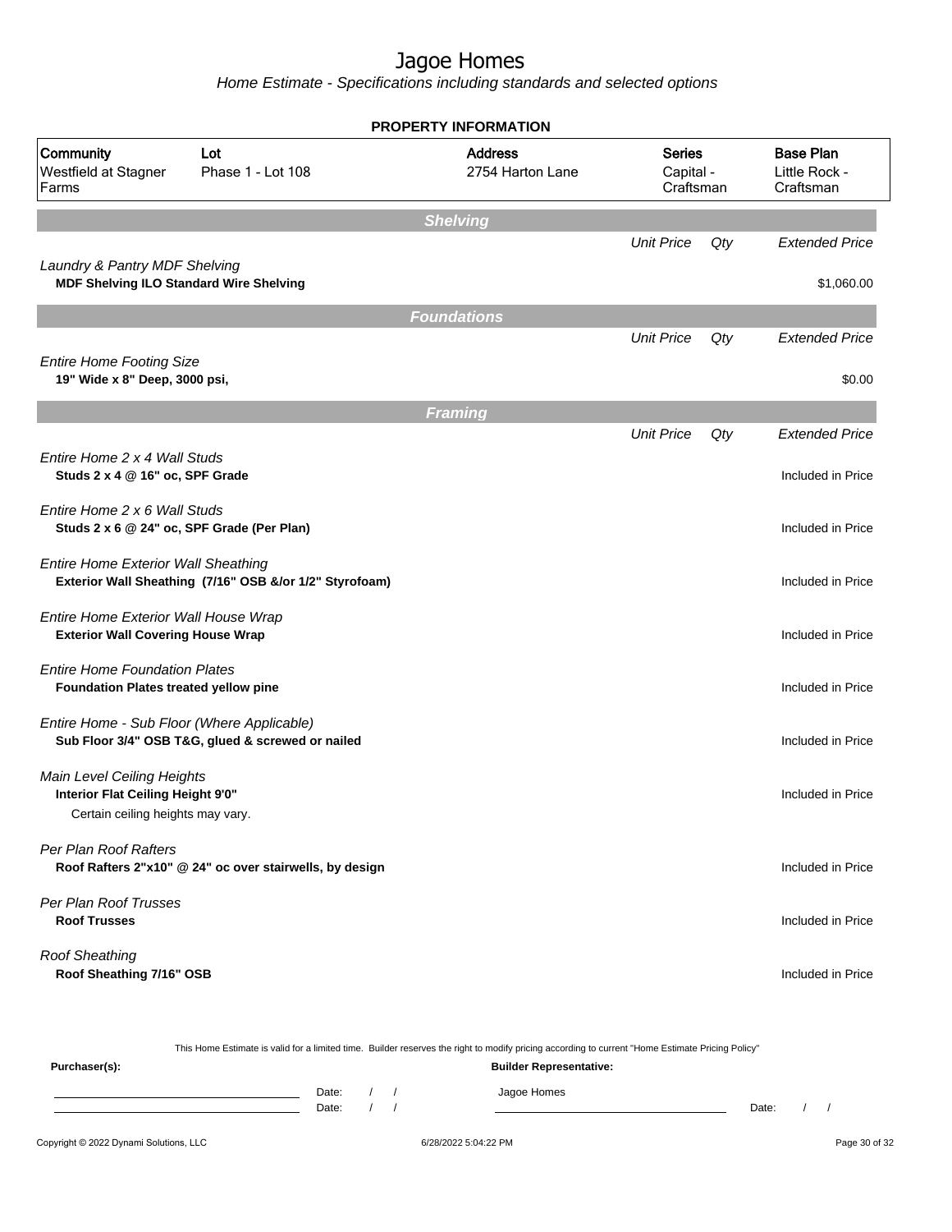# Jagoe Homes

*Home Estimate - Specifications including standards and selected options*

## PROPERTY INFORMATION

| Community | Lot | Address | Series | Base Plan |
|---|---|---|---|---|
| Westfield at Stagner Farms | Phase 1 - Lot 108 | 2754 Harton Lane | Capital - Craftsman | Little Rock - Craftsman |

### Shelving

| | Unit Price | Qty | Extended Price |
|---|---|---|---|
| *Laundry & Pantry MDF Shelving*<br>**MDF Shelving ILO Standard Wire Shelving** | | | $1,060.00 |

### Foundations

| | Unit Price | Qty | Extended Price |
|---|---|---|---|
| *Entire Home Footing Size*<br>**19" Wide x 8" Deep, 3000 psi,** | | | $0.00 |

### Framing

| | Unit Price | Qty | Extended Price |
|---|---|---|---|
| *Entire Home 2 x 4 Wall Studs*<br>**Studs 2 x 4 @ 16" oc, SPF Grade** | | | Included in Price |
| *Entire Home 2 x 6 Wall Studs*<br>**Studs 2 x 6 @ 24" oc, SPF Grade (Per Plan)** | | | Included in Price |
| *Entire Home Exterior Wall Sheathing*<br>**Exterior Wall Sheathing (7/16" OSB &/or 1/2" Styrofoam)** | | | Included in Price |
| *Entire Home Exterior Wall House Wrap*<br>**Exterior Wall Covering House Wrap** | | | Included in Price |
| *Entire Home Foundation Plates*<br>**Foundation Plates treated yellow pine** | | | Included in Price |
| *Entire Home - Sub Floor (Where Applicable)*<br>**Sub Floor 3/4" OSB T&G, glued & screwed or nailed** | | | Included in Price |
| *Main Level Ceiling Heights*<br>**Interior Flat Ceiling Height 9'0"**<br>Certain ceiling heights may vary. | | | Included in Price |
| *Per Plan Roof Rafters*<br>**Roof Rafters 2"x10" @ 24" oc over stairwells, by design** | | | Included in Price |
| *Per Plan Roof Trusses*<br>**Roof Trusses** | | | Included in Price |
| *Roof Sheathing*<br>**Roof Sheathing 7/16" OSB** | | | Included in Price |

This Home Estimate is valid for a limited time. Builder reserves the right to modify pricing according to current "Home Estimate Pricing Policy"

**Purchaser(s):**

______________________ Date: / /

______________________ Date: / /

**Builder Representative:**

Jagoe Homes

______________________ Date: / /

Copyright © 2022 Dynami Solutions, LLC — 6/28/2022 5:04:22 PM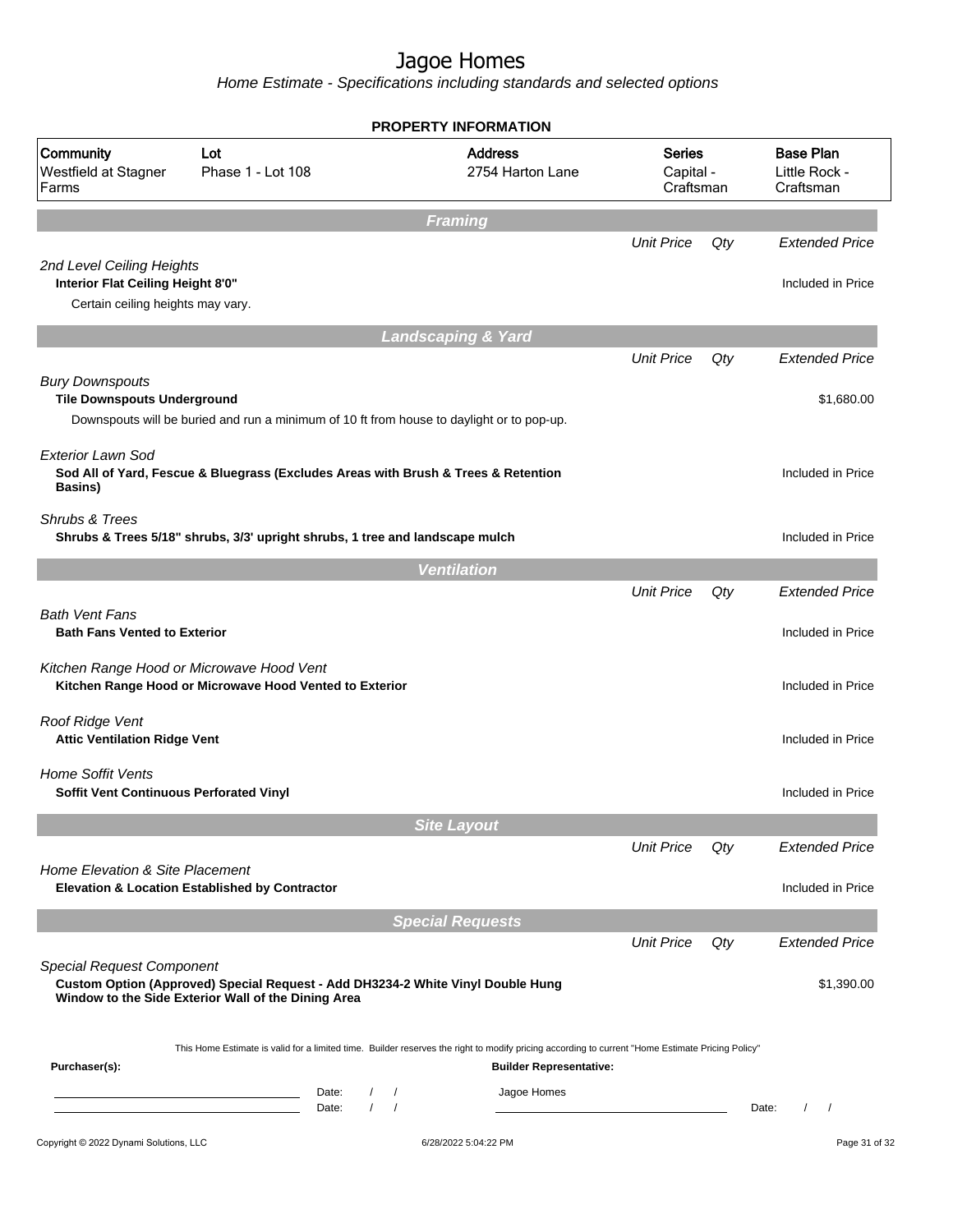# Jagoe Homes

*Home Estimate - Specifications including standards and selected options*

**PROPERTY INFORMATION**

| Community | Lot | Address | Series | Base Plan |
|---|---|---|---|---|
| Westfield at Stagner Farms | Phase 1 - Lot 108 | 2754 Harton Lane | Capital - Craftsman | Little Rock - Craftsman |

## Framing

| | Unit Price | Qty | Extended Price |
|---|---|---|---|
| *2nd Level Ceiling Heights* | | | |
| **Interior Flat Ceiling Height 8'0"** | | | Included in Price |
| Certain ceiling heights may vary. | | | |

## Landscaping & Yard

| | Unit Price | Qty | Extended Price |
|---|---|---|---|
| *Bury Downspouts* | | | |
| **Tile Downspouts Underground** | | | $1,680.00 |
| Downspouts will be buried and run a minimum of 10 ft from house to daylight or to pop-up. | | | |
| *Exterior Lawn Sod* | | | |
| **Sod All of Yard, Fescue & Bluegrass (Excludes Areas with Brush & Trees & Retention Basins)** | | | Included in Price |
| *Shrubs & Trees* | | | |
| **Shrubs & Trees 5/18" shrubs, 3/3' upright shrubs, 1 tree and landscape mulch** | | | Included in Price |

## Ventilation

| | Unit Price | Qty | Extended Price |
|---|---|---|---|
| *Bath Vent Fans* | | | |
| **Bath Fans Vented to Exterior** | | | Included in Price |
| *Kitchen Range Hood or Microwave Hood Vent* | | | |
| **Kitchen Range Hood or Microwave Hood Vented to Exterior** | | | Included in Price |
| *Roof Ridge Vent* | | | |
| **Attic Ventilation Ridge Vent** | | | Included in Price |
| *Home Soffit Vents* | | | |
| **Soffit Vent Continuous Perforated Vinyl** | | | Included in Price |

## Site Layout

| | Unit Price | Qty | Extended Price |
|---|---|---|---|
| *Home Elevation & Site Placement* | | | |
| **Elevation & Location Established by Contractor** | | | Included in Price |

## Special Requests

| | Unit Price | Qty | Extended Price |
|---|---|---|---|
| *Special Request Component* | | | |
| **Custom Option (Approved) Special Request - Add DH3234-2 White Vinyl Double Hung Window to the Side Exterior Wall of the Dining Area** | | | $1,390.00 |

This Home Estimate is valid for a limited time. Builder reserves the right to modify pricing according to current "Home Estimate Pricing Policy"

**Purchaser(s):** **Builder Representative:**

_______________________ Date: / /

_______________________ Date: / /

Jagoe Homes

_______________________ Date: / /

Copyright © 2022 Dynami Solutions, LLC 6/28/2022 5:04:22 PM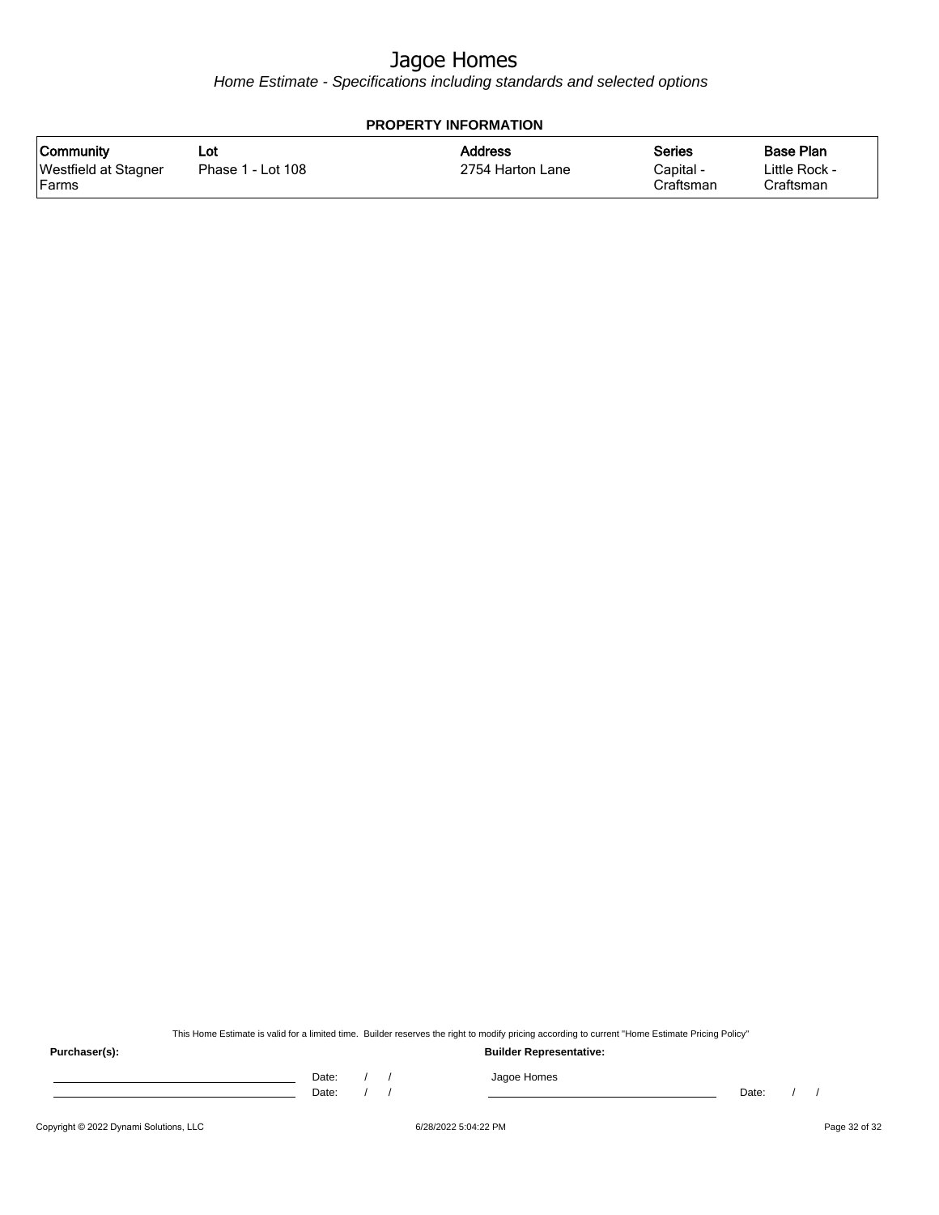# Jagoe Homes

*Home Estimate - Specifications including standards and selected options*

**PROPERTY INFORMATION**

| Community | Lot | Address | Series | Base Plan |
|---|---|---|---|---|
| Westfield at Stagner Farms | Phase 1 - Lot 108 | 2754 Harton Lane | Capital - Craftsman | Little Rock - Craftsman |

This Home Estimate is valid for a limited time. Builder reserves the right to modify pricing according to current "Home Estimate Pricing Policy"

**Purchaser(s):**

\_\_\_\_\_\_\_\_\_\_\_\_\_\_\_\_\_\_\_\_\_\_\_\_\_\_\_\_ Date: / /

\_\_\_\_\_\_\_\_\_\_\_\_\_\_\_\_\_\_\_\_\_\_\_\_\_\_\_\_ Date: / /

**Builder Representative:**

Jagoe Homes

\_\_\_\_\_\_\_\_\_\_\_\_\_\_\_\_\_\_\_\_\_\_\_\_\_\_\_\_ Date: / /

Copyright © 2022 Dynami Solutions, LLC

6/28/2022 5:04:22 PM